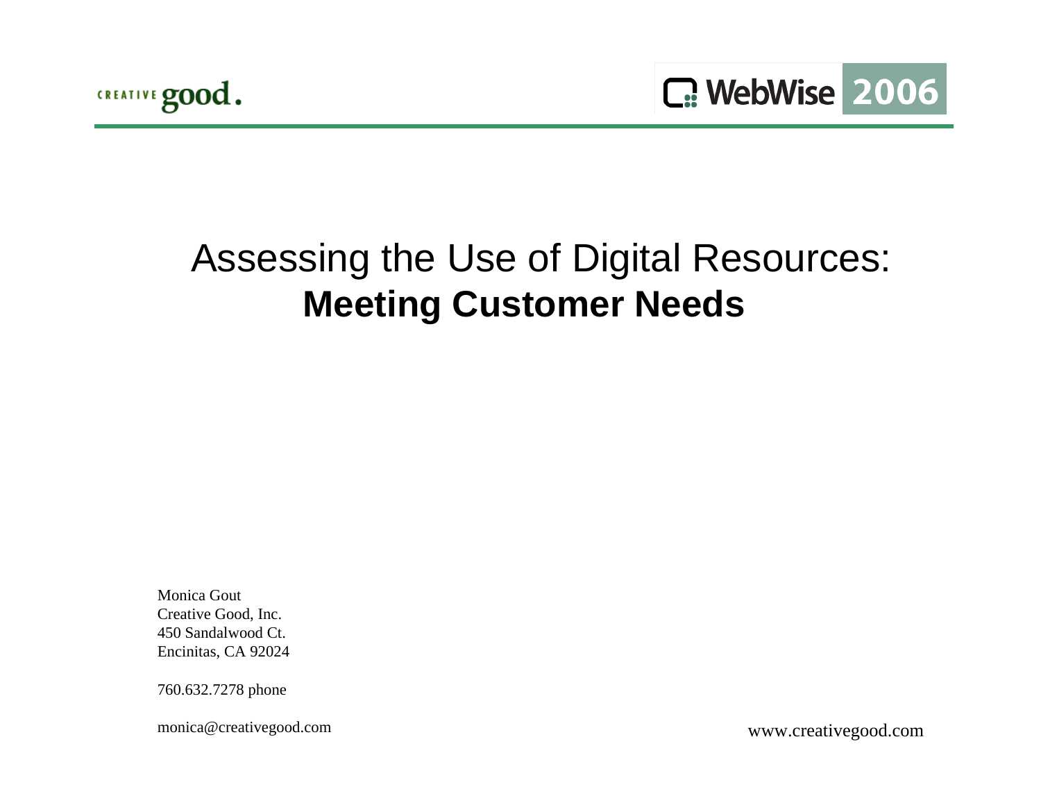CREATIVE good.

WebWise 2006

# Assessing the Use of Digital Resources: **Meeting Customer Needs**

Monica Gout
Creative Good, Inc.
450 Sandalwood Ct.
Encinitas, CA 92024

760.632.7278 phone

monica@creativegood.com

www.creativegood.com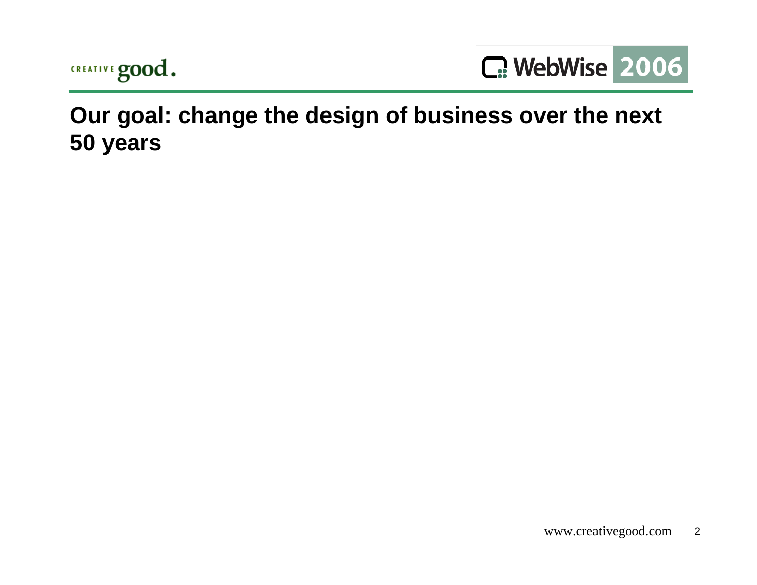# Our goal: change the design of business over the next 50 years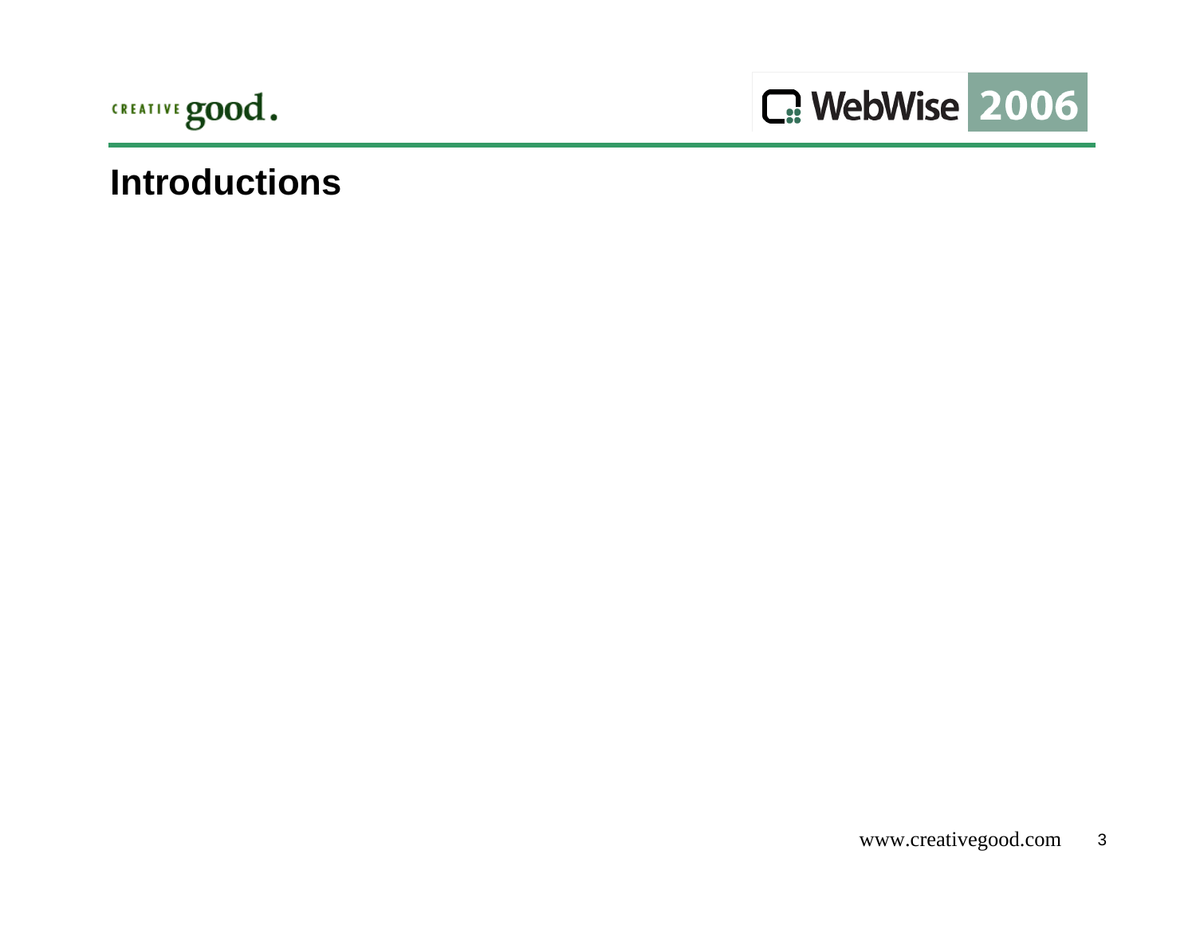# Introductions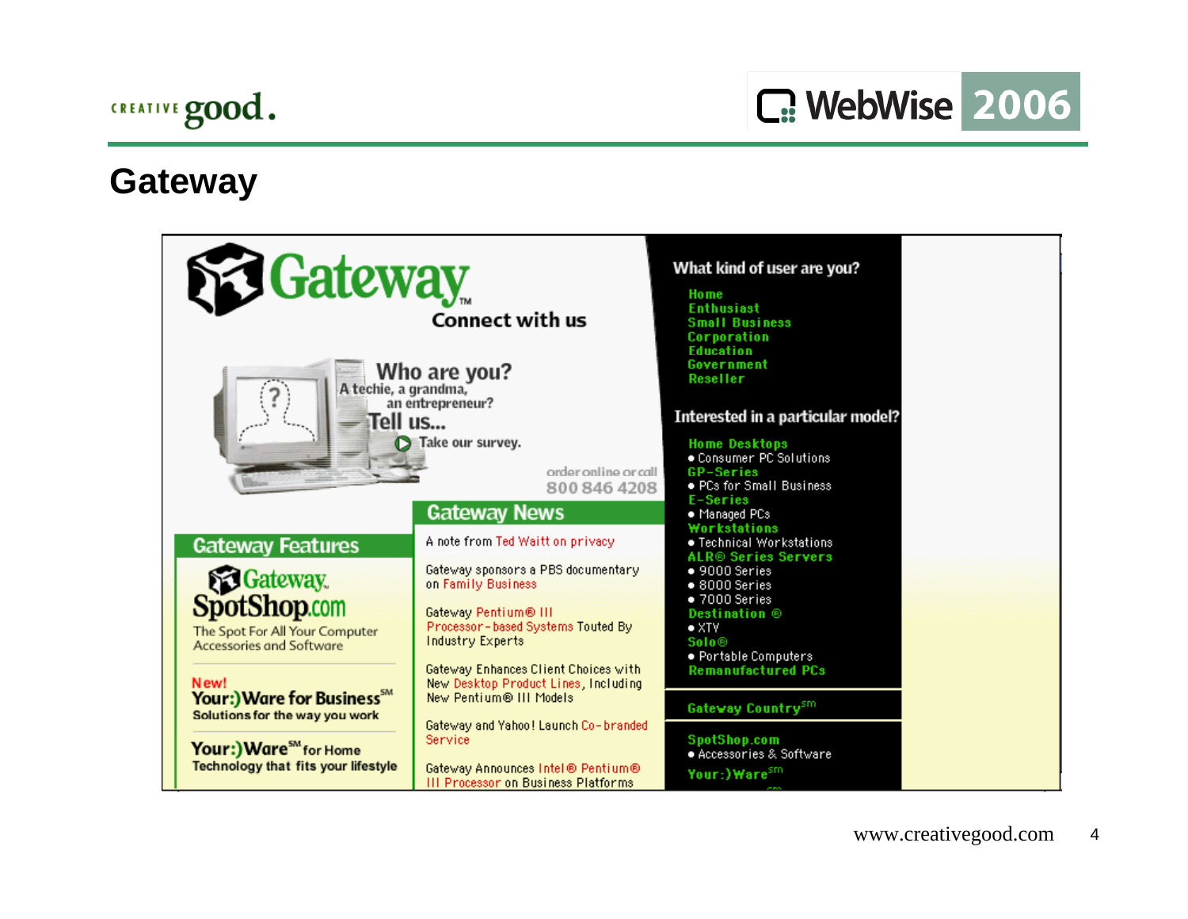# Gateway

Gateway

Connect with us

Who are you?
A techie, a grandma, an entrepreneur?
Tell us...
Take our survey.

order online or call
800 846 4208

## Gateway Features

Gateway SpotShop.com
The Spot For All Your Computer Accessories and Software

New!
Your:)Ware for Business[SM]
Solutions for the way you work

Your:)Ware[SM] for Home
Technology that fits your lifestyle

## Gateway News

A note from Ted Waitt on privacy

Gateway sponsors a PBS documentary on Family Business

Gateway Pentium® III Processor-based Systems Touted By Industry Experts

Gateway Enhances Client Choices with New Desktop Product Lines, Including New Pentium® III Models

Gateway and Yahoo! Launch Co-branded Service

Gateway Announces Intel® Pentium® III Processor on Business Platforms

## What kind of user are you?

- Home
- Enthusiast
- Small Business
- Corporation
- Education
- Government
- Reseller

## Interested in a particular model?

- Home Desktops
  - Consumer PC Solutions
- GP-Series
  - PCs for Small Business
- E-Series
  - Managed PCs
- Workstations
  - Technical Workstations
- ALR® Series Servers
  - 9000 Series
  - 8000 Series
  - 7000 Series
- Destination ®
  - XTV
- Solo®
  - Portable Computers
- Remanufactured PCs

Gateway Country[sm]

SpotShop.com
- Accessories & Software

Your:)Ware[sm]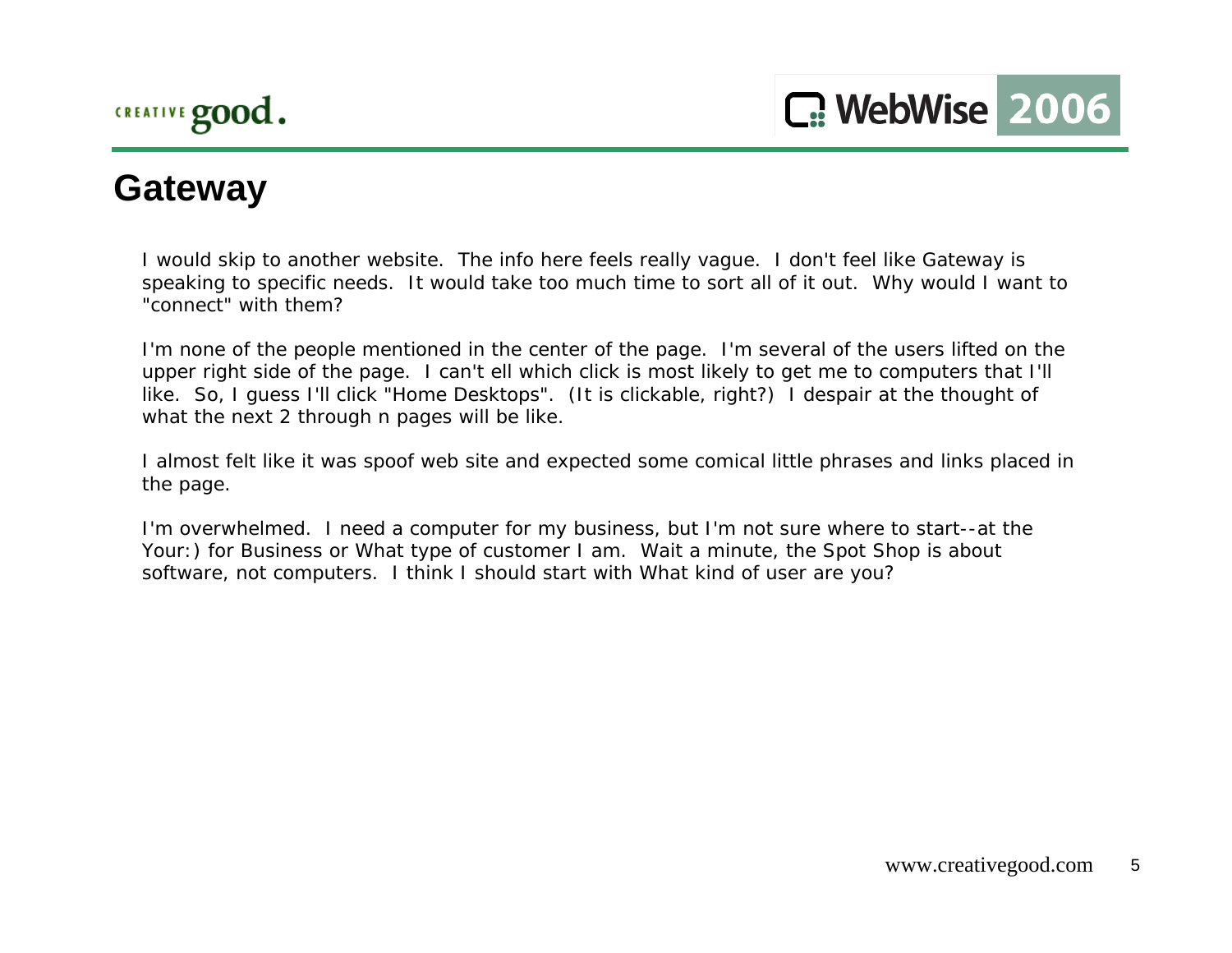# Gateway

I would skip to another website. The info here feels really vague. I don't feel like Gateway is speaking to specific needs. It would take too much time to sort all of it out. Why would I want to "connect" with them?

I'm none of the people mentioned in the center of the page. I'm several of the users lifted on the upper right side of the page. I can't ell which click is most likely to get me to computers that I'll like. So, I guess I'll click "Home Desktops". (It is clickable, right?) I despair at the thought of what the next 2 through n pages will be like.

I almost felt like it was spoof web site and expected some comical little phrases and links placed in the page.

I'm overwhelmed. I need a computer for my business, but I'm not sure where to start--at the Your:) for Business or What type of customer I am. Wait a minute, the Spot Shop is about software, not computers. I think I should start with What kind of user are you?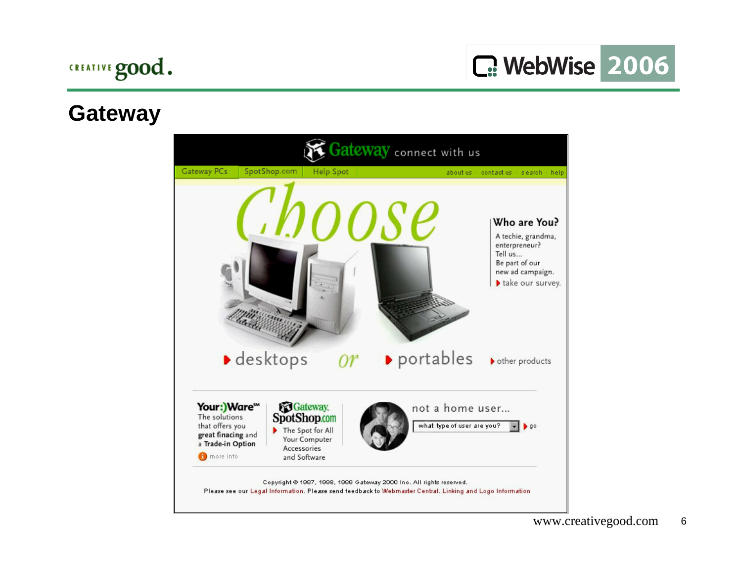# Gateway

Gateway connect with us

Gateway PCs | SpotShop.com | Help Spot | about us · contact us · search · help

Choose

Who are You?

A techie, grandma, enterpreneur? Tell us...
Be part of our new ad campaign.
take our survey.

desktops *or* portables

other products

Your:)Ware℠
The solutions that offers you **great finacing** and a **Trade-in Option**
more info

Gateway SpotShop.com
The Spot for All Your Computer Accessories and Software

not a home user...
what type of user are you? go

Copyright © 1997, 1998, 1999 Gateway 2000 Inc. All rights reserved.
Please see our Legal Information. Please send feedback to Webmaster Central. Linking and Logo Information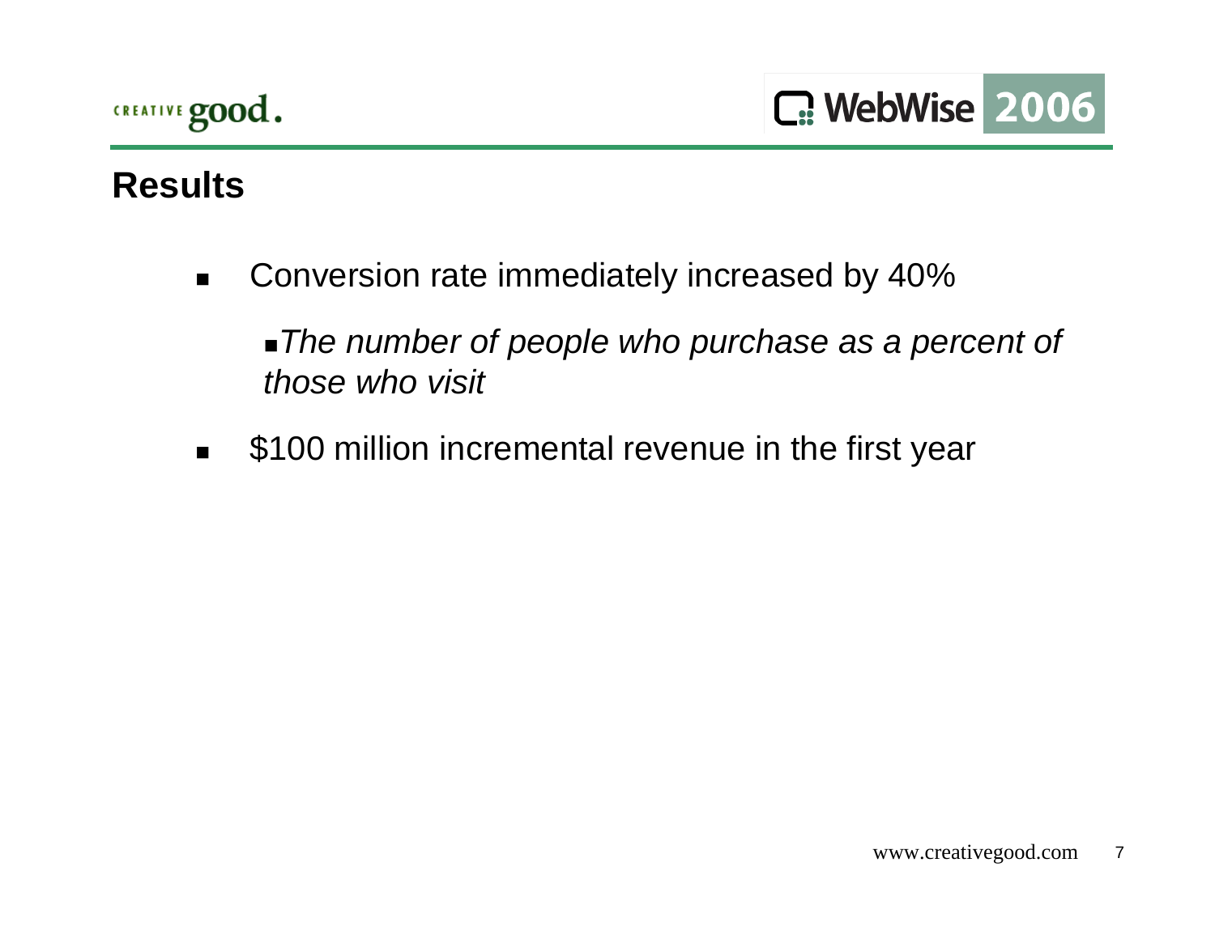## Results

- Conversion rate immediately increased by 40%
  - *The number of people who purchase as a percent of those who visit*
- $100 million incremental revenue in the first year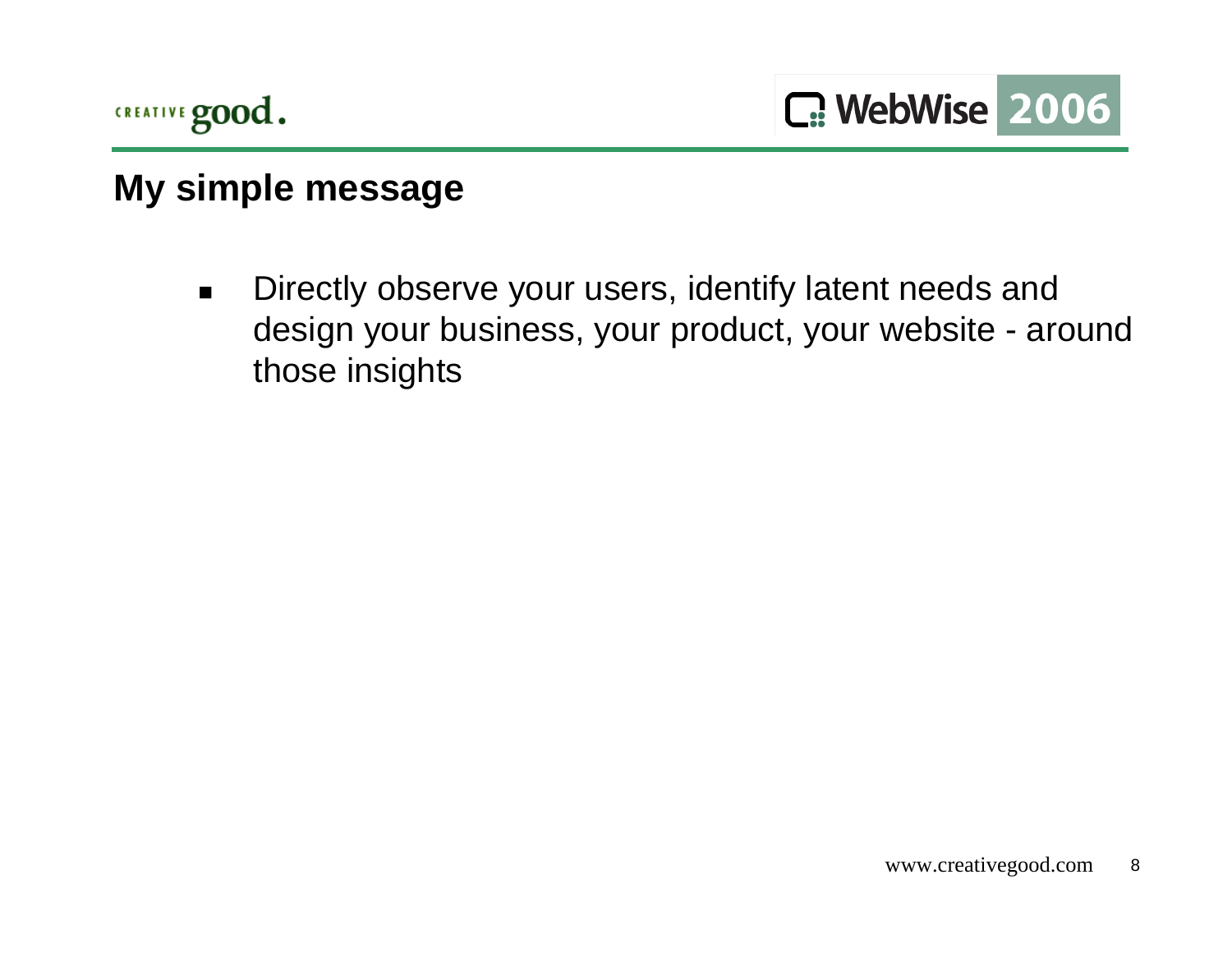## My simple message

- Directly observe your users, identify latent needs and design your business, your product, your website - around those insights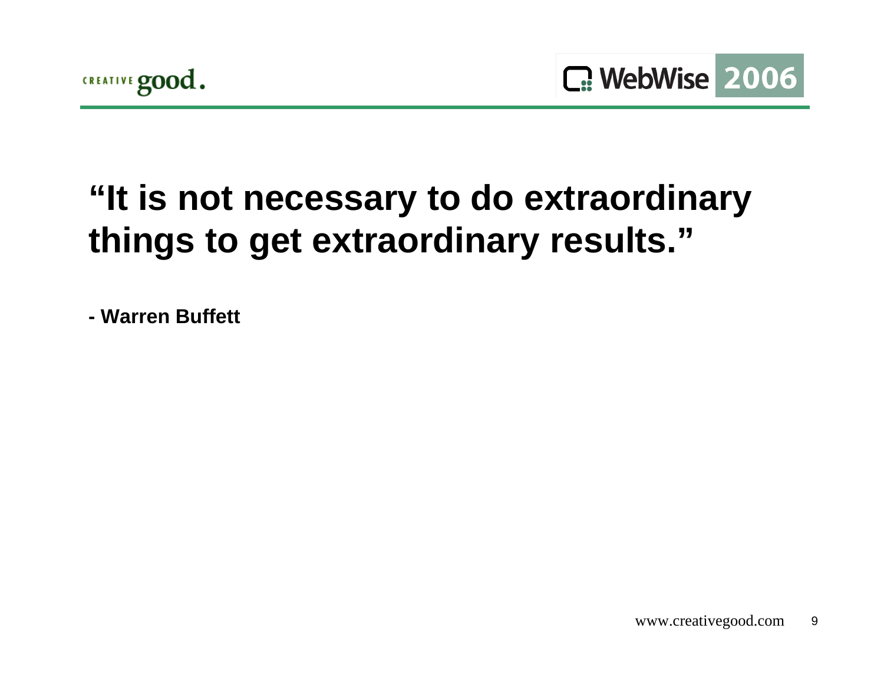# "It is not necessary to do extraordinary things to get extraordinary results."

**- Warren Buffett**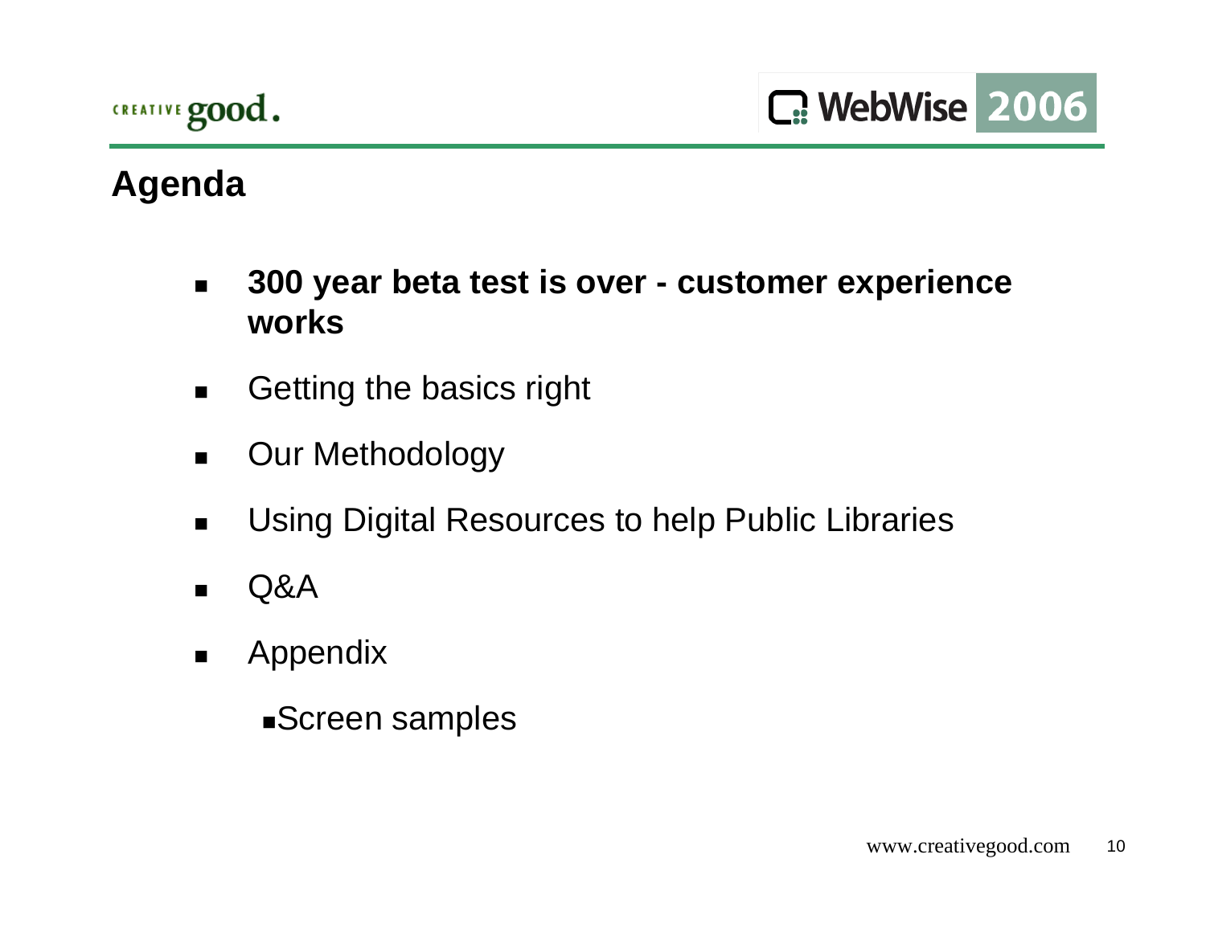## Agenda

- **300 year beta test is over - customer experience works**
- Getting the basics right
- Our Methodology
- Using Digital Resources to help Public Libraries
- Q&A
- Appendix
  - Screen samples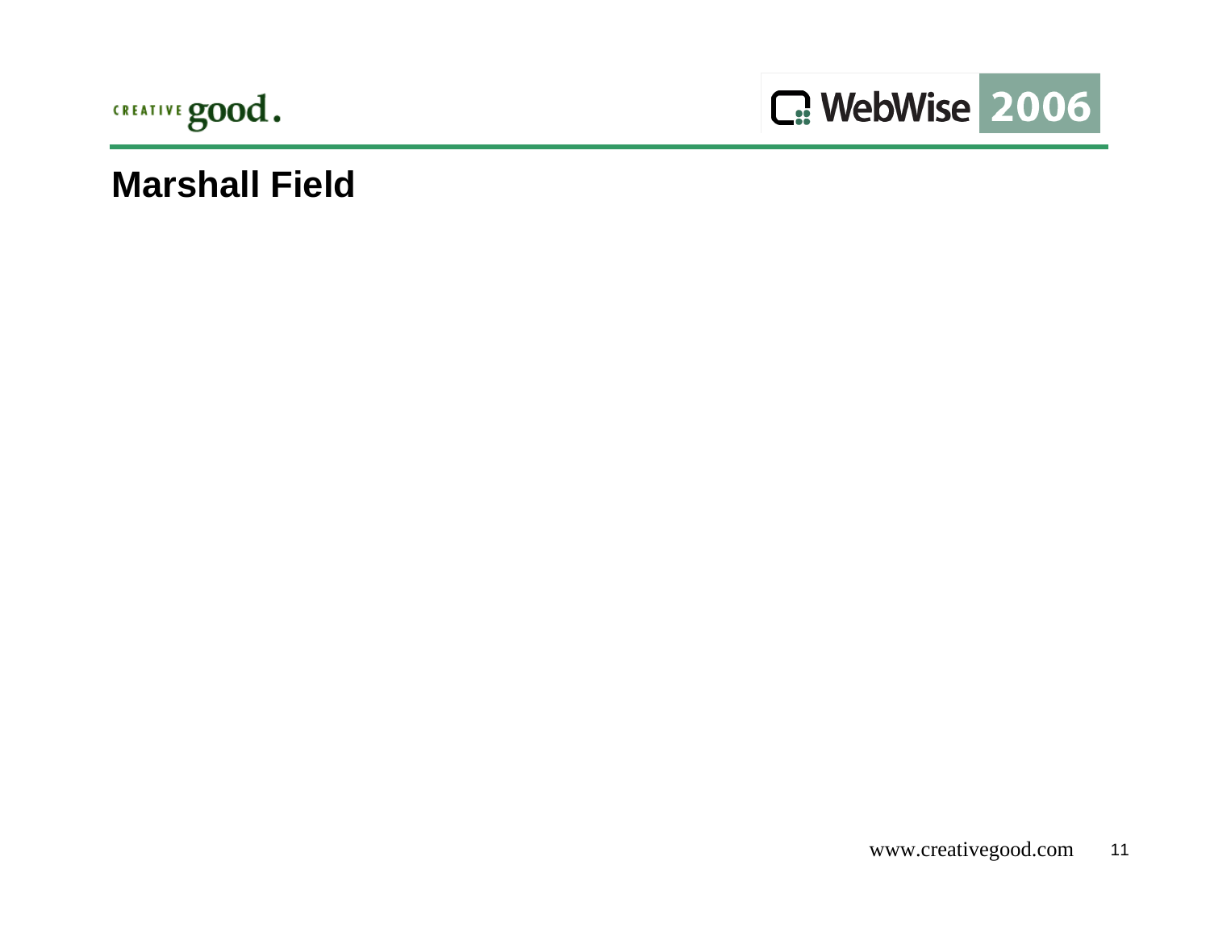# Marshall Field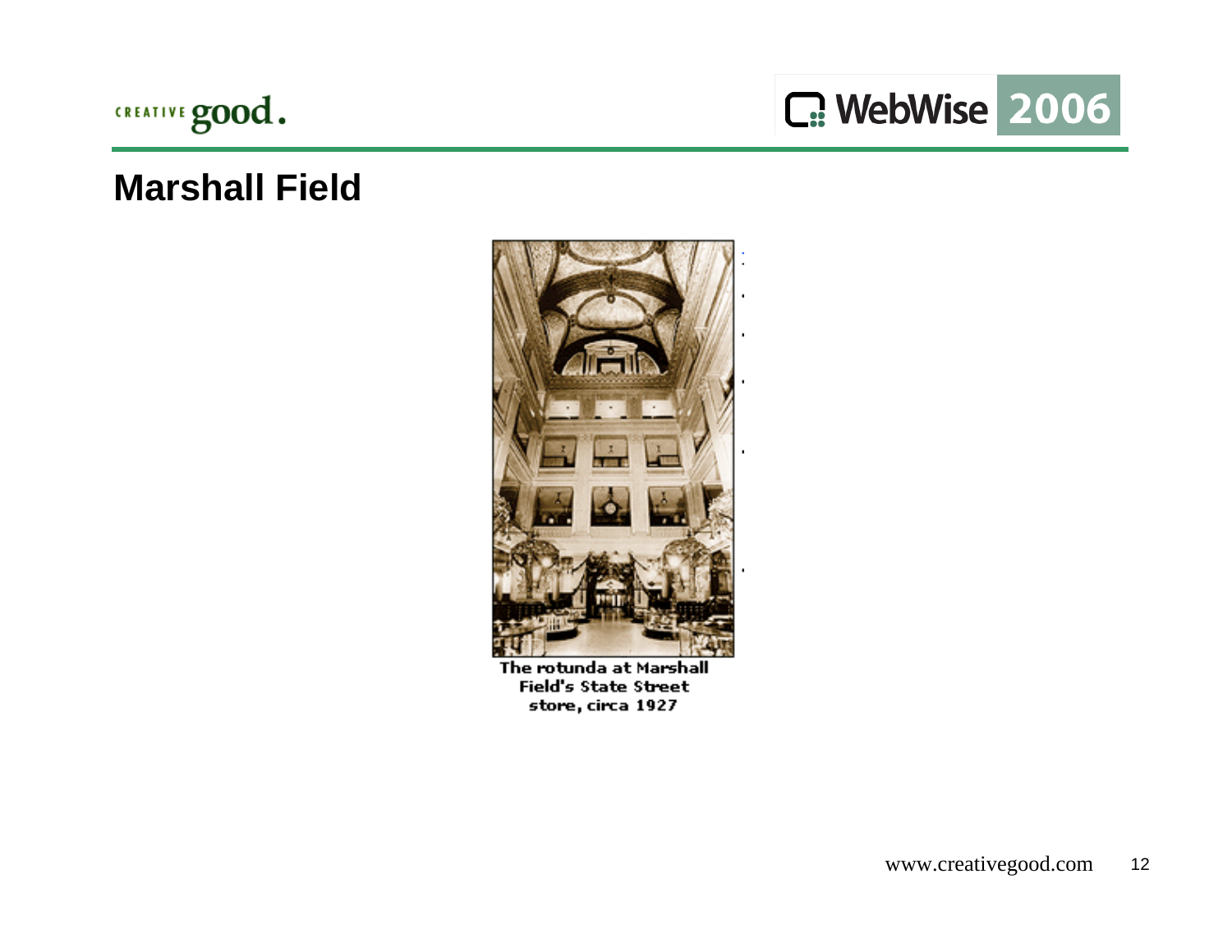# Marshall Field

The rotunda at Marshall Field's State Street store, circa 1927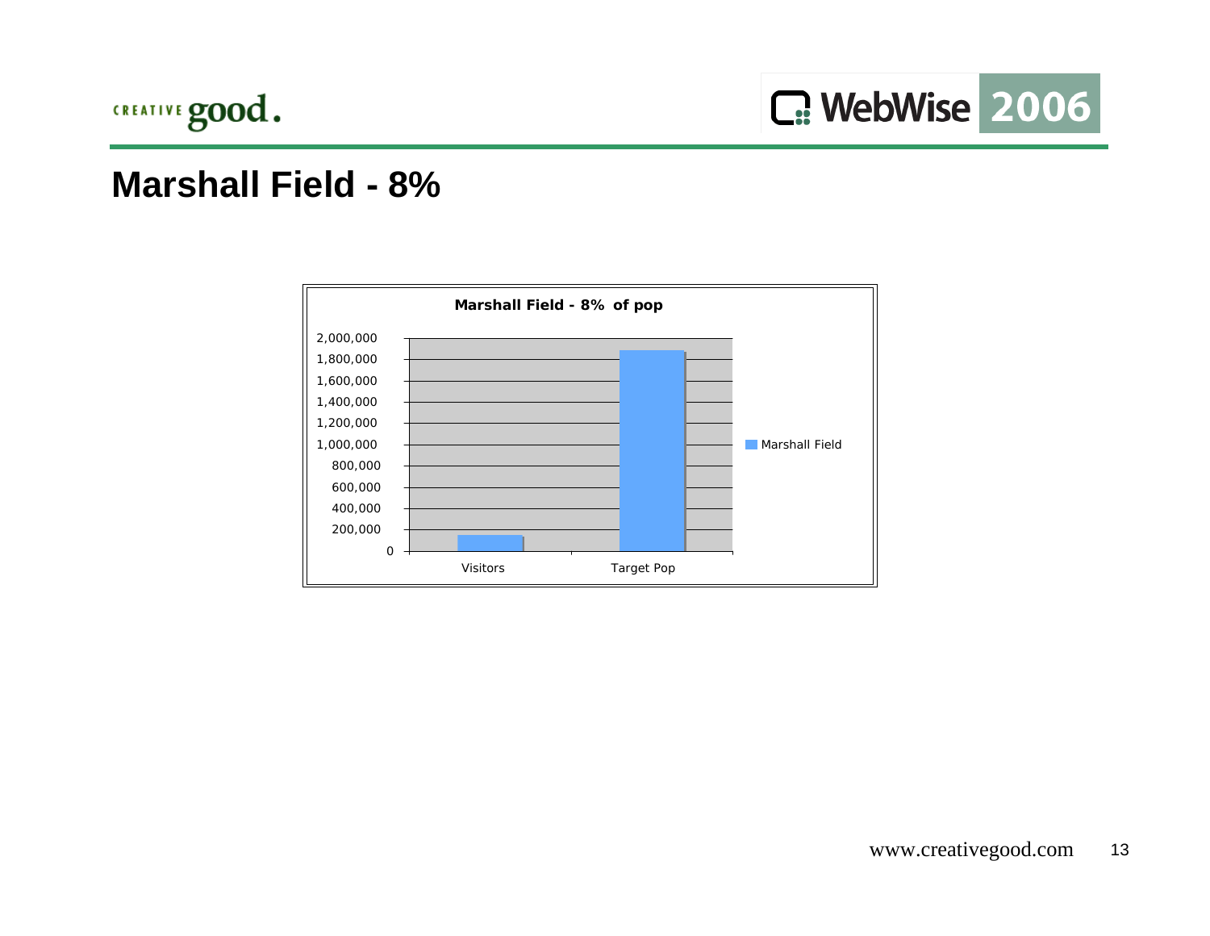# Marshall Field - 8%

**Marshall Field - 8% of pop**

| | Marshall Field |
|---|---|
| Visitors | ~150,000 |
| Target Pop | ~1,880,000 |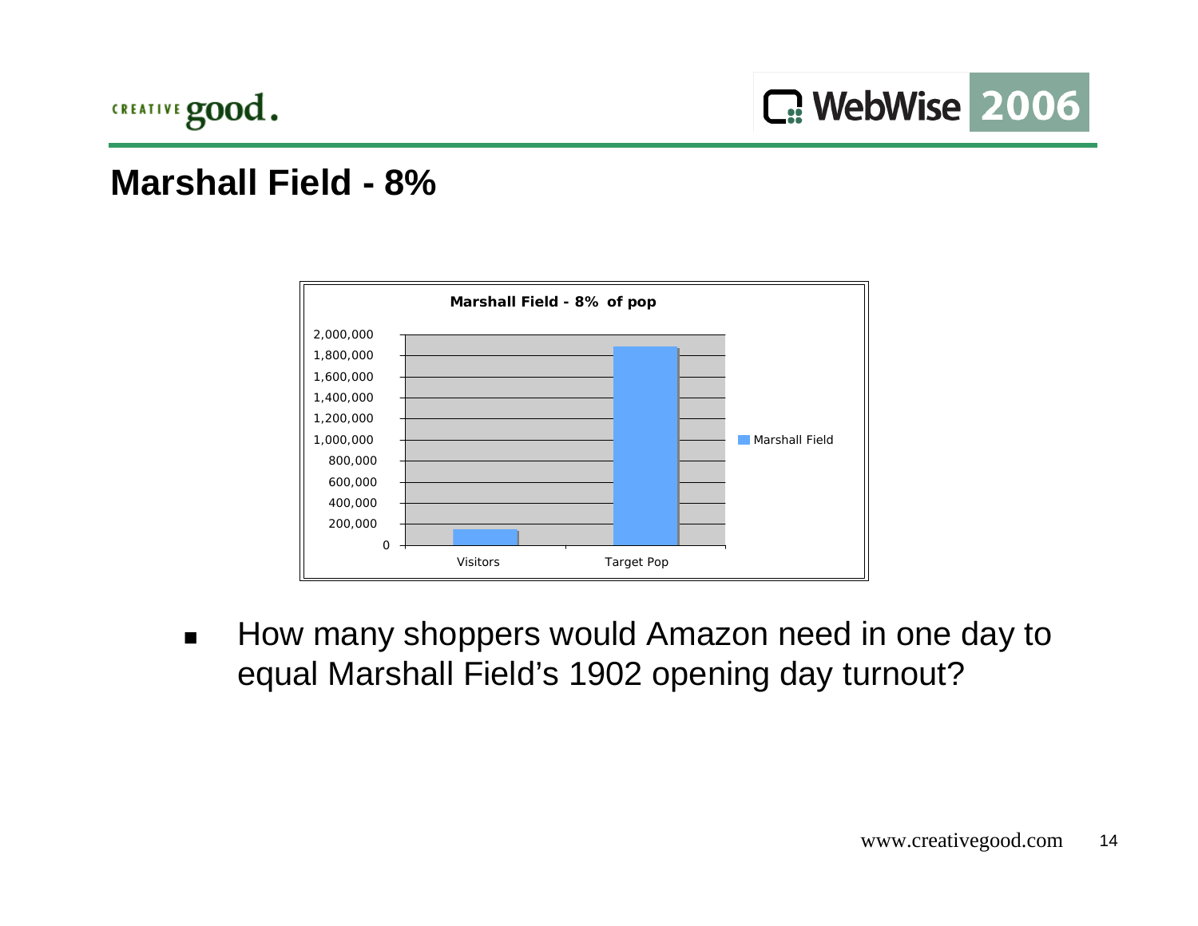## Marshall Field - 8%

**Marshall Field - 8% of pop**

| | Marshall Field |
|---|---|
| Visitors | ~150,000 |
| Target Pop | ~1,880,000 |

- How many shoppers would Amazon need in one day to equal Marshall Field's 1902 opening day turnout?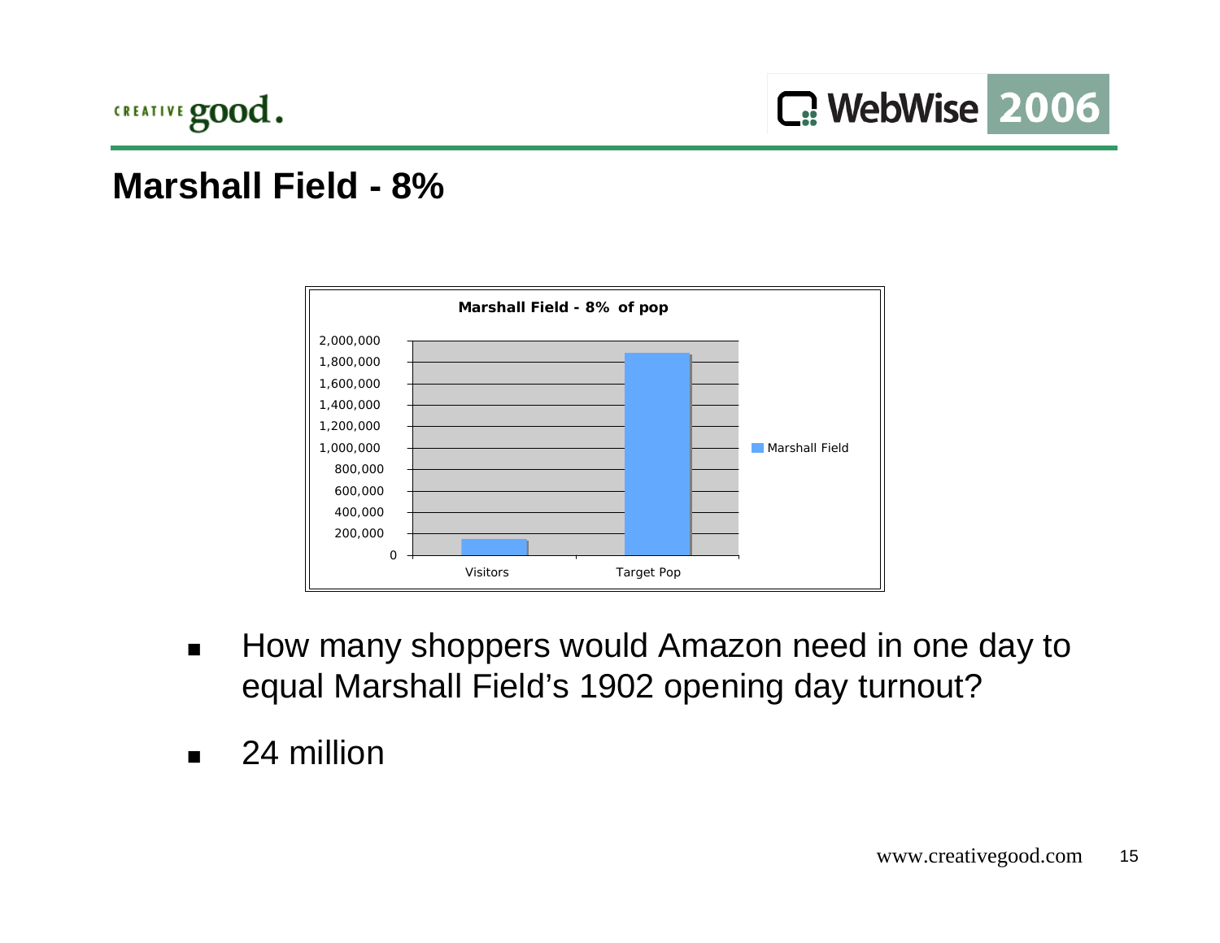## Marshall Field - 8%

**Marshall Field - 8% of pop**

| | Marshall Field |
|---|---|
| Visitors | ~150,000 |
| Target Pop | ~1,880,000 |

- How many shoppers would Amazon need in one day to equal Marshall Field's 1902 opening day turnout?
- 24 million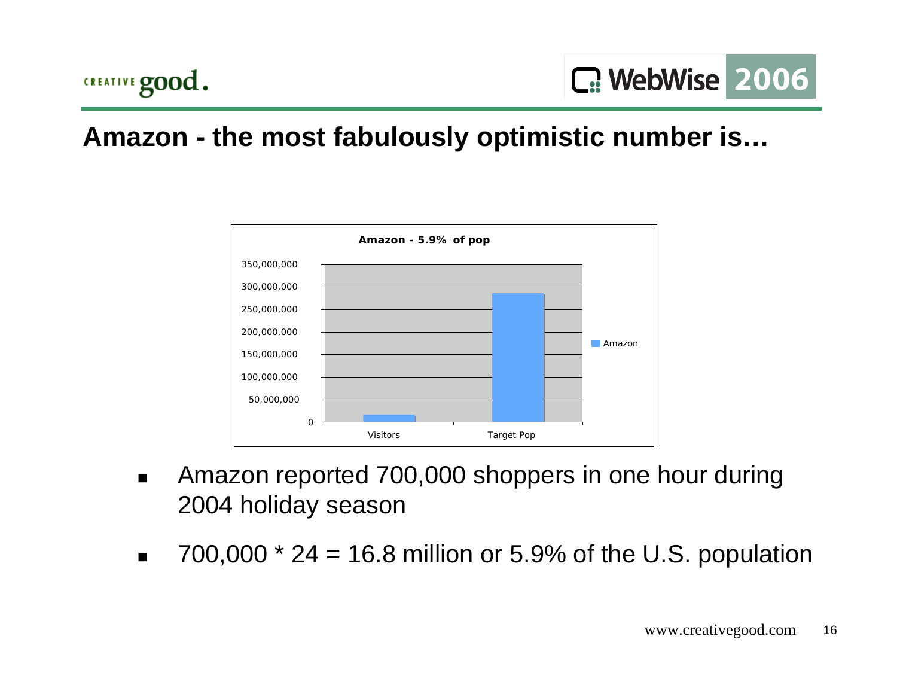## Amazon - the most fabulously optimistic number is…

**Amazon - 5.9% of pop**

| | Amazon |
|---|---|
| Visitors | ~16,800,000 |
| Target Pop | ~285,000,000 |

- Amazon reported 700,000 shoppers in one hour during 2004 holiday season
- 700,000 * 24 = 16.8 million or 5.9% of the U.S. population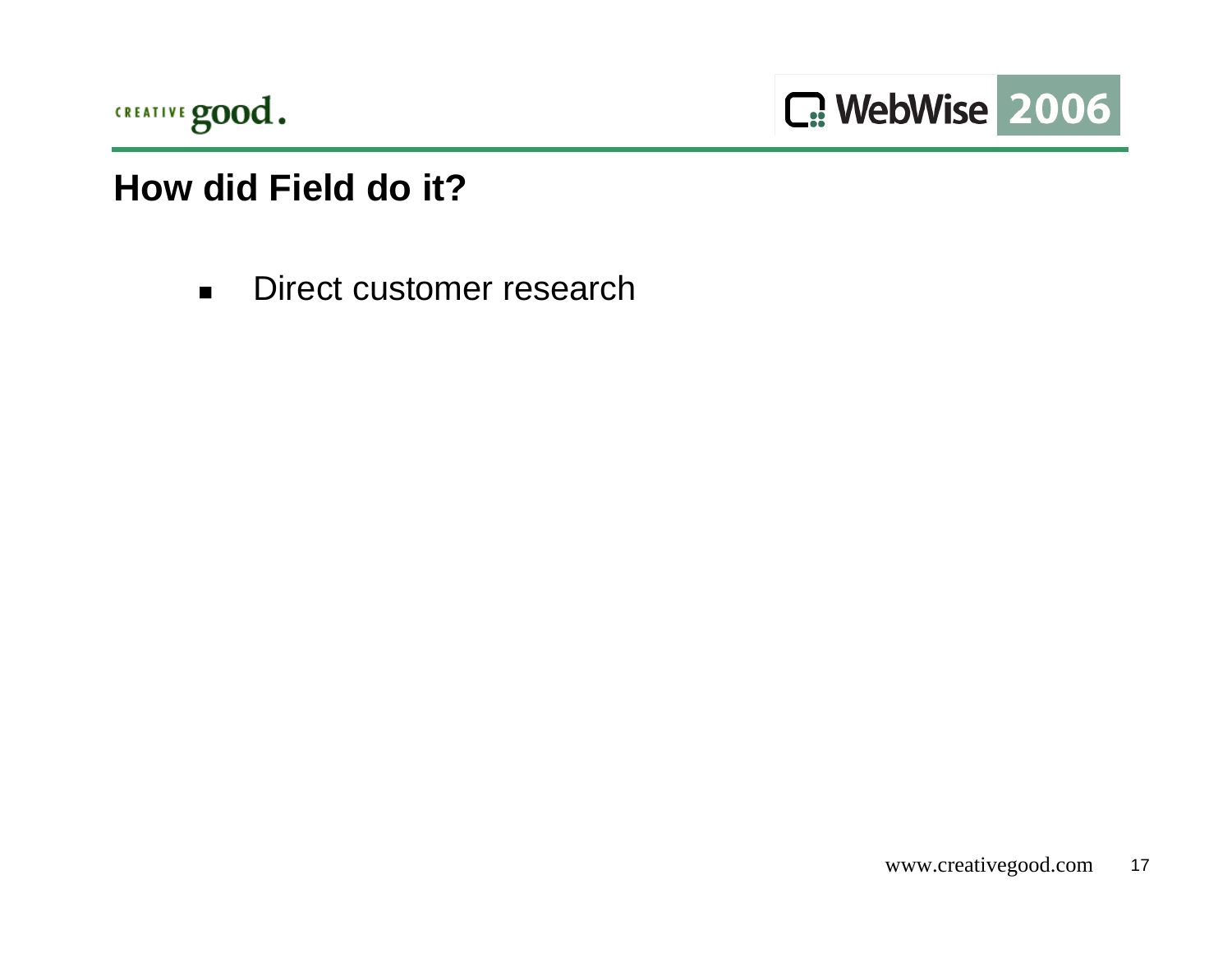## How did Field do it?

- Direct customer research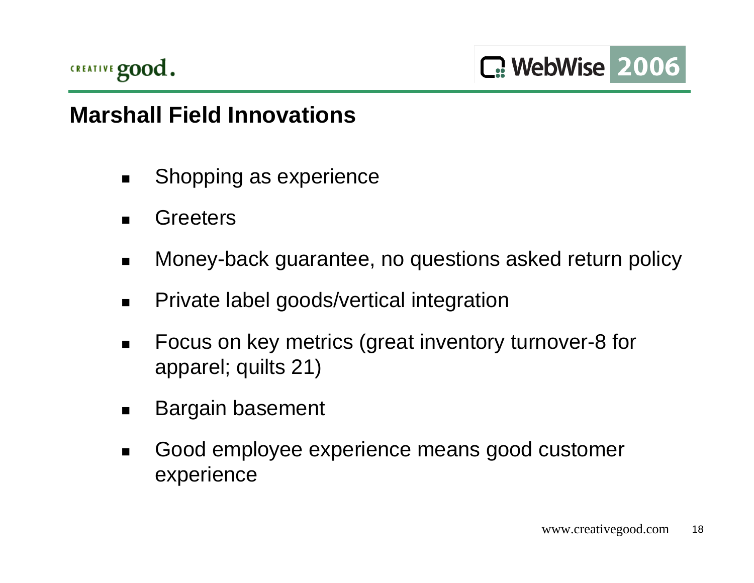## Marshall Field Innovations

- Shopping as experience
- Greeters
- Money-back guarantee, no questions asked return policy
- Private label goods/vertical integration
- Focus on key metrics (great inventory turnover-8 for apparel; quilts 21)
- Bargain basement
- Good employee experience means good customer experience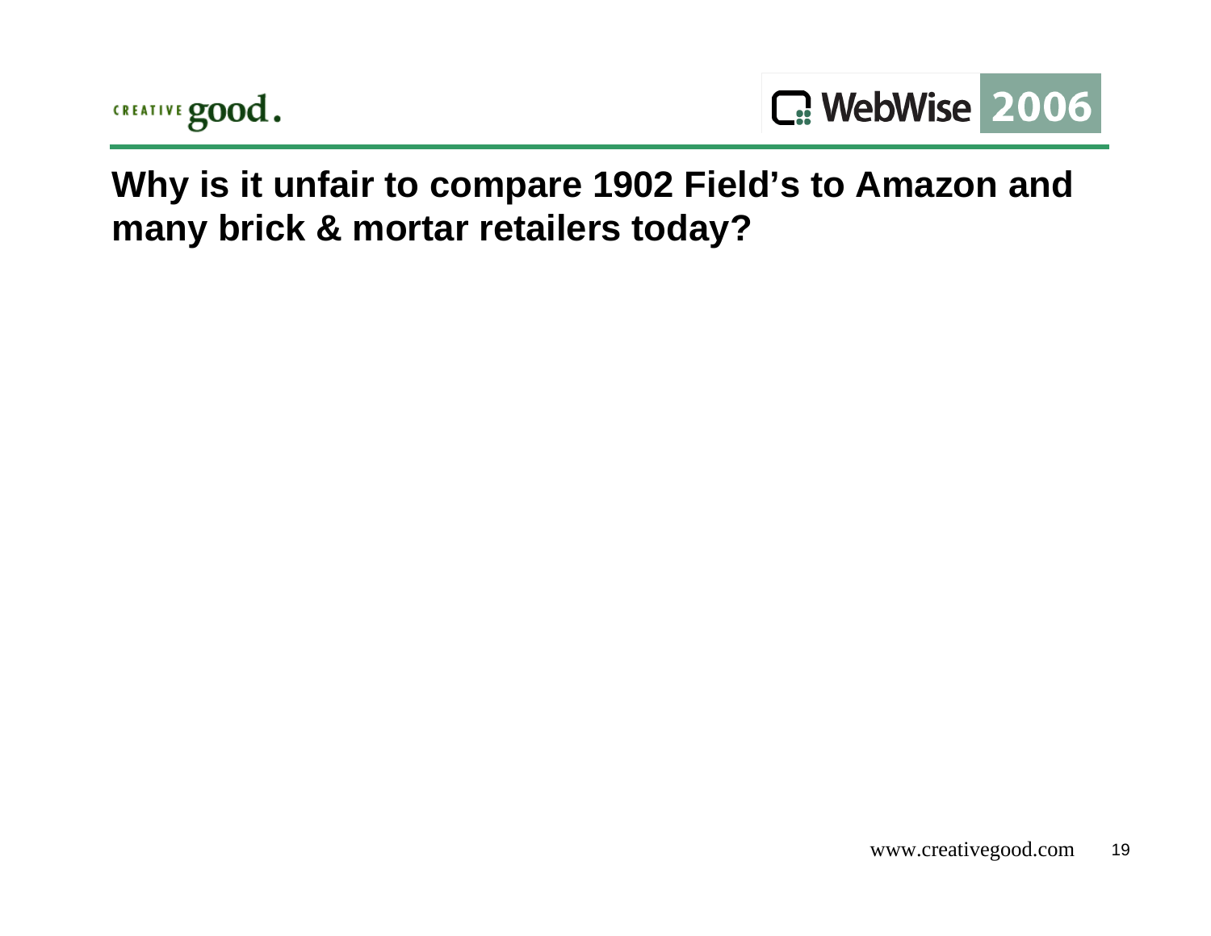## Why is it unfair to compare 1902 Field's to Amazon and many brick & mortar retailers today?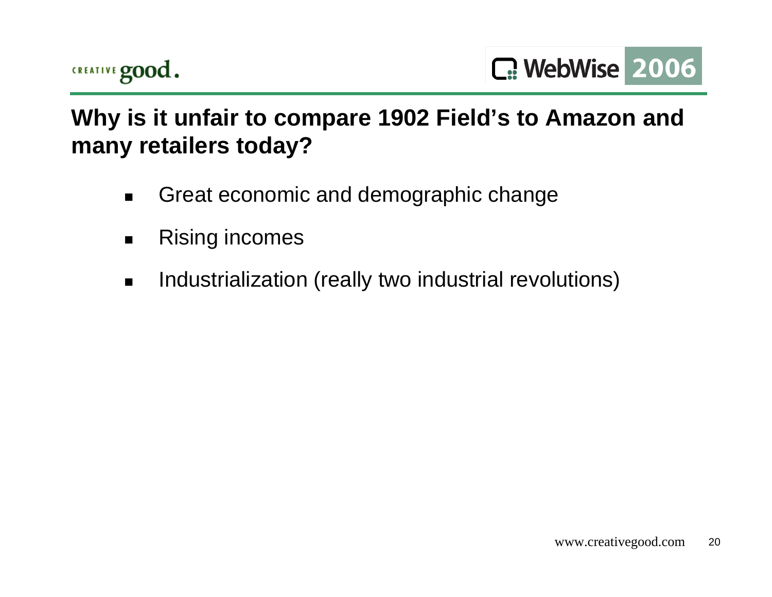## Why is it unfair to compare 1902 Field's to Amazon and many retailers today?

- Great economic and demographic change
- Rising incomes
- Industrialization (really two industrial revolutions)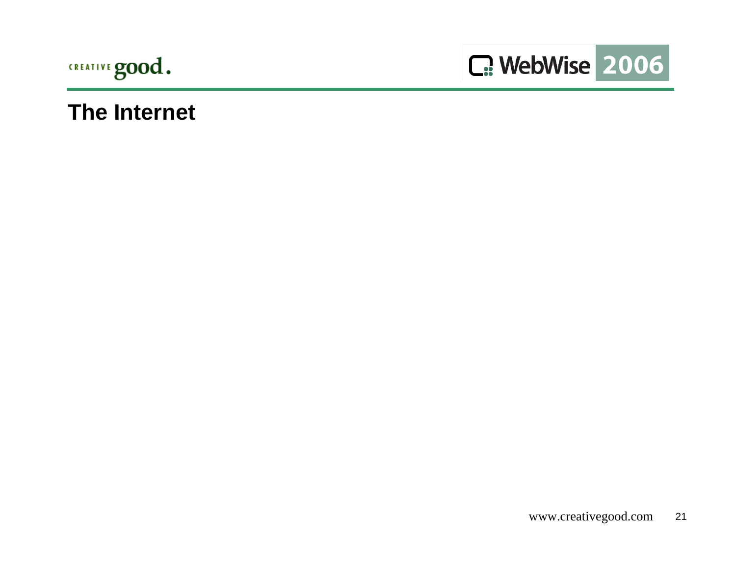# The Internet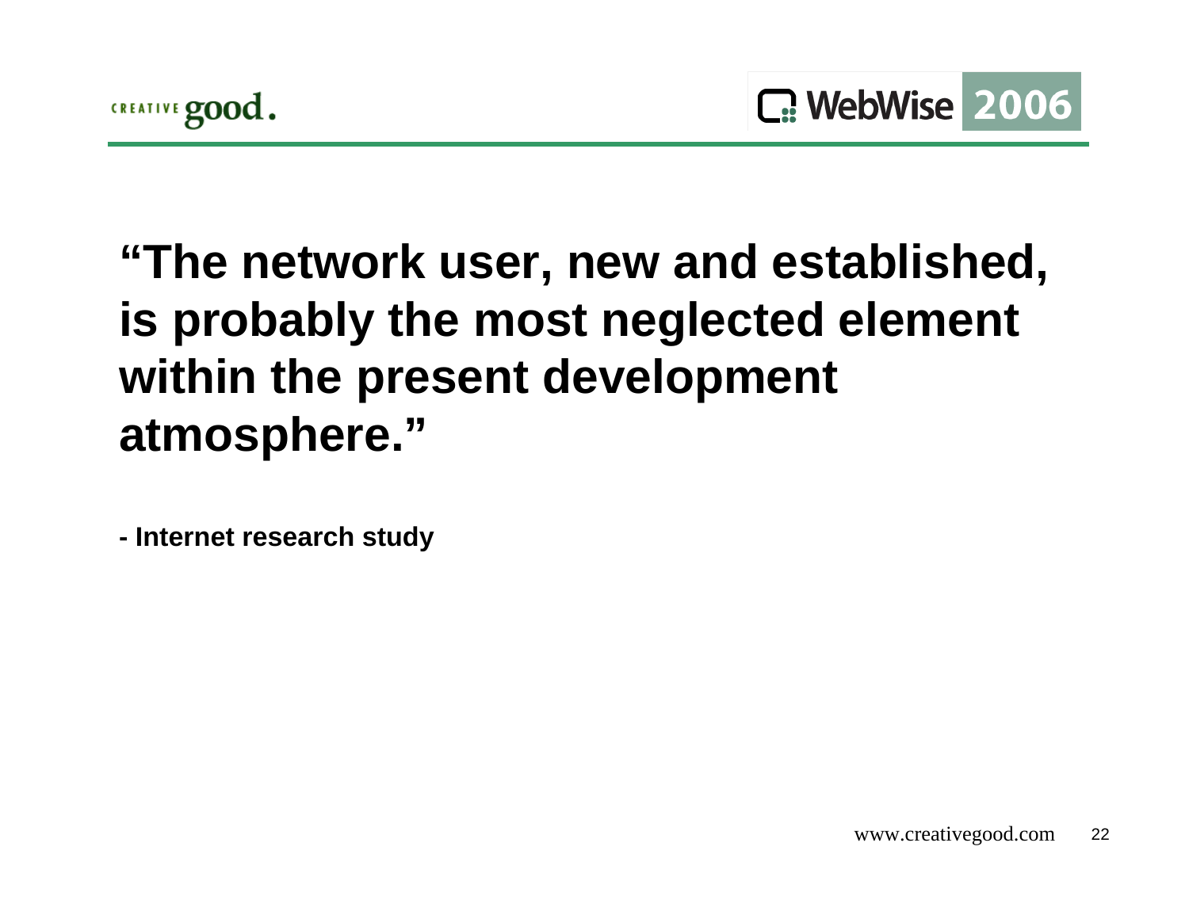**"The network user, new and established, is probably the most neglected element within the present development atmosphere."**

**- Internet research study**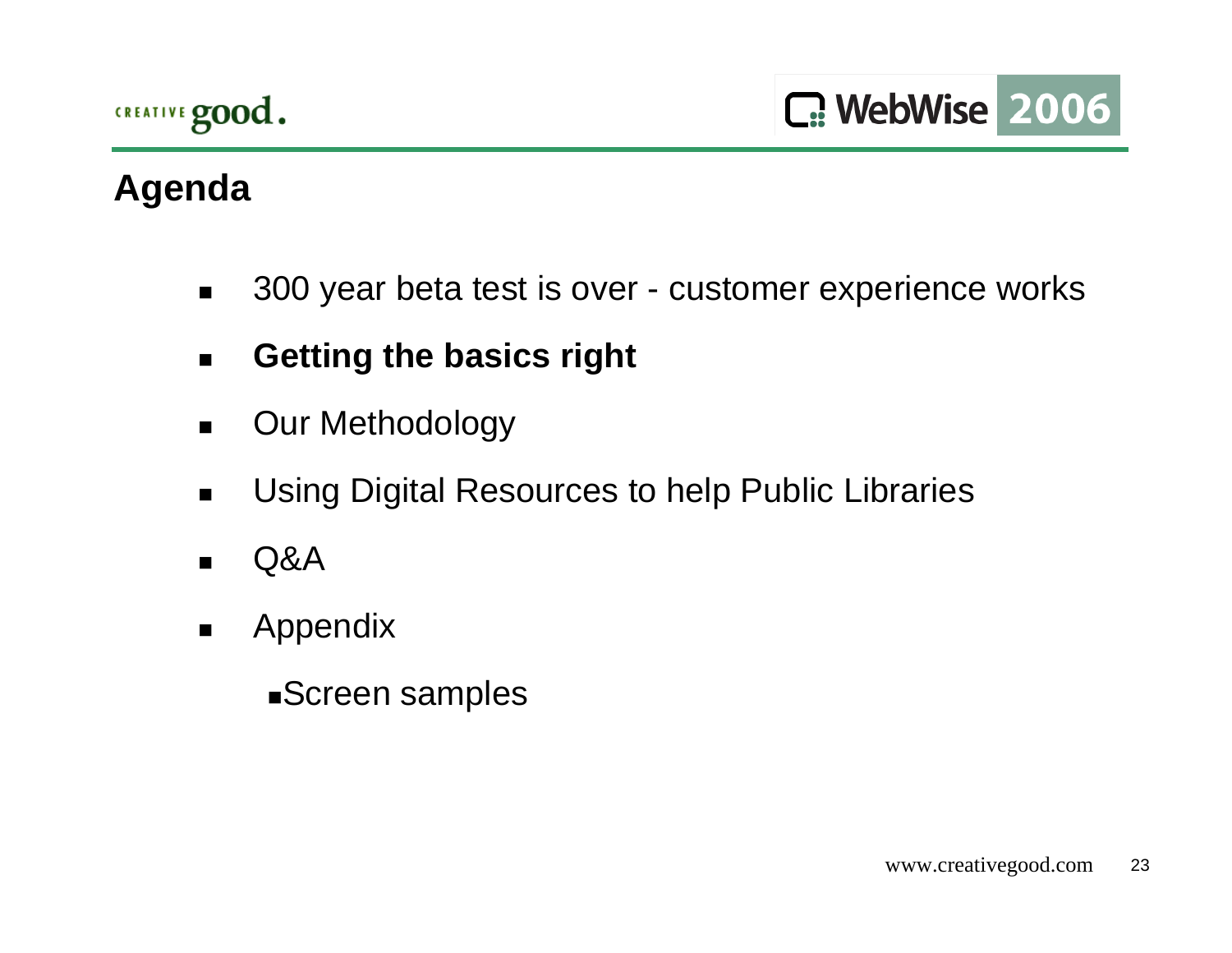## Agenda

- 300 year beta test is over - customer experience works
- **Getting the basics right**
- Our Methodology
- Using Digital Resources to help Public Libraries
- Q&A
- Appendix
  - Screen samples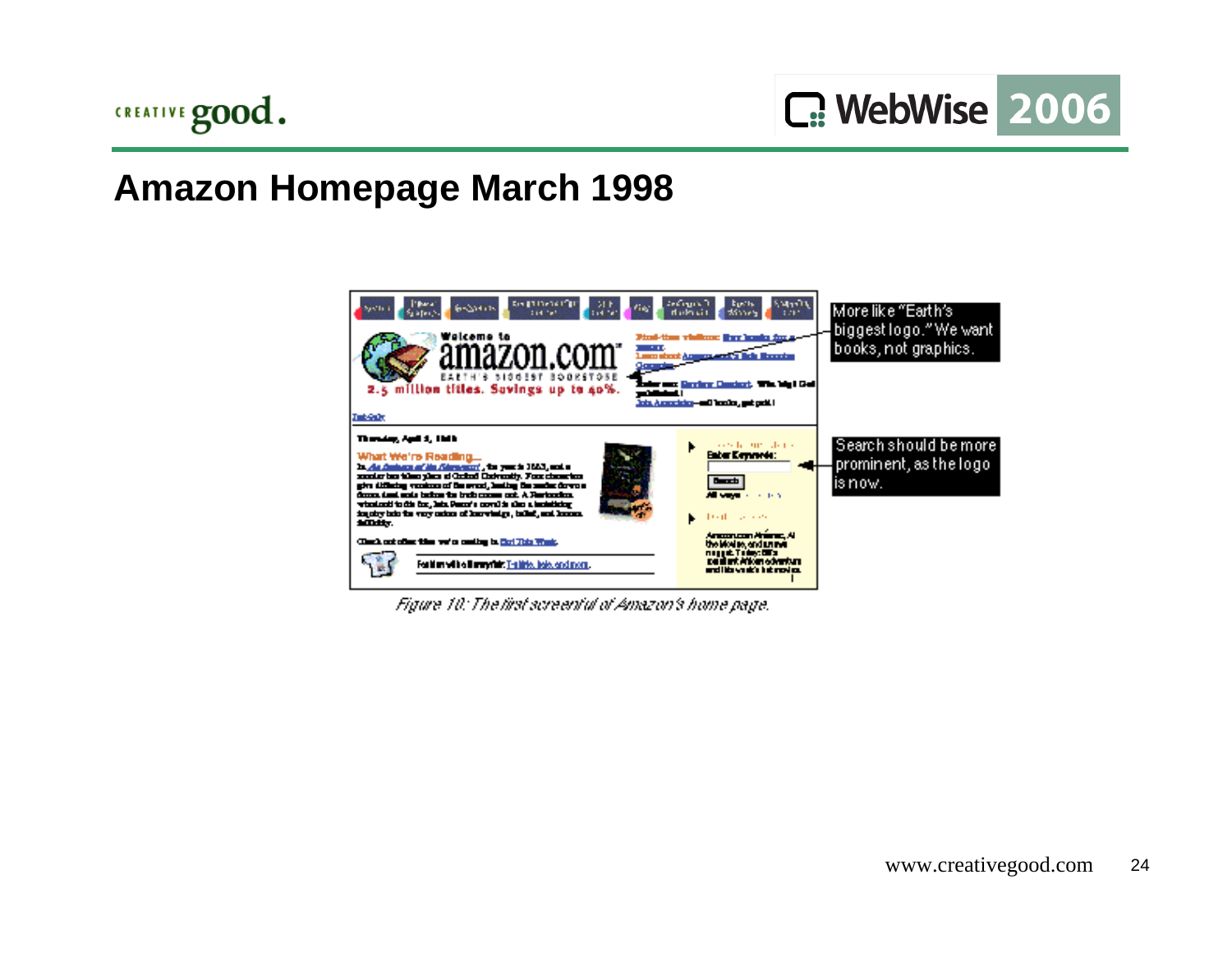## Amazon Homepage March 1998

More like "Earth's biggest logo." We want books, not graphics.

Search should be more prominent, as the logo is now.

*Figure 10: The first screenful of Amazon's home page.*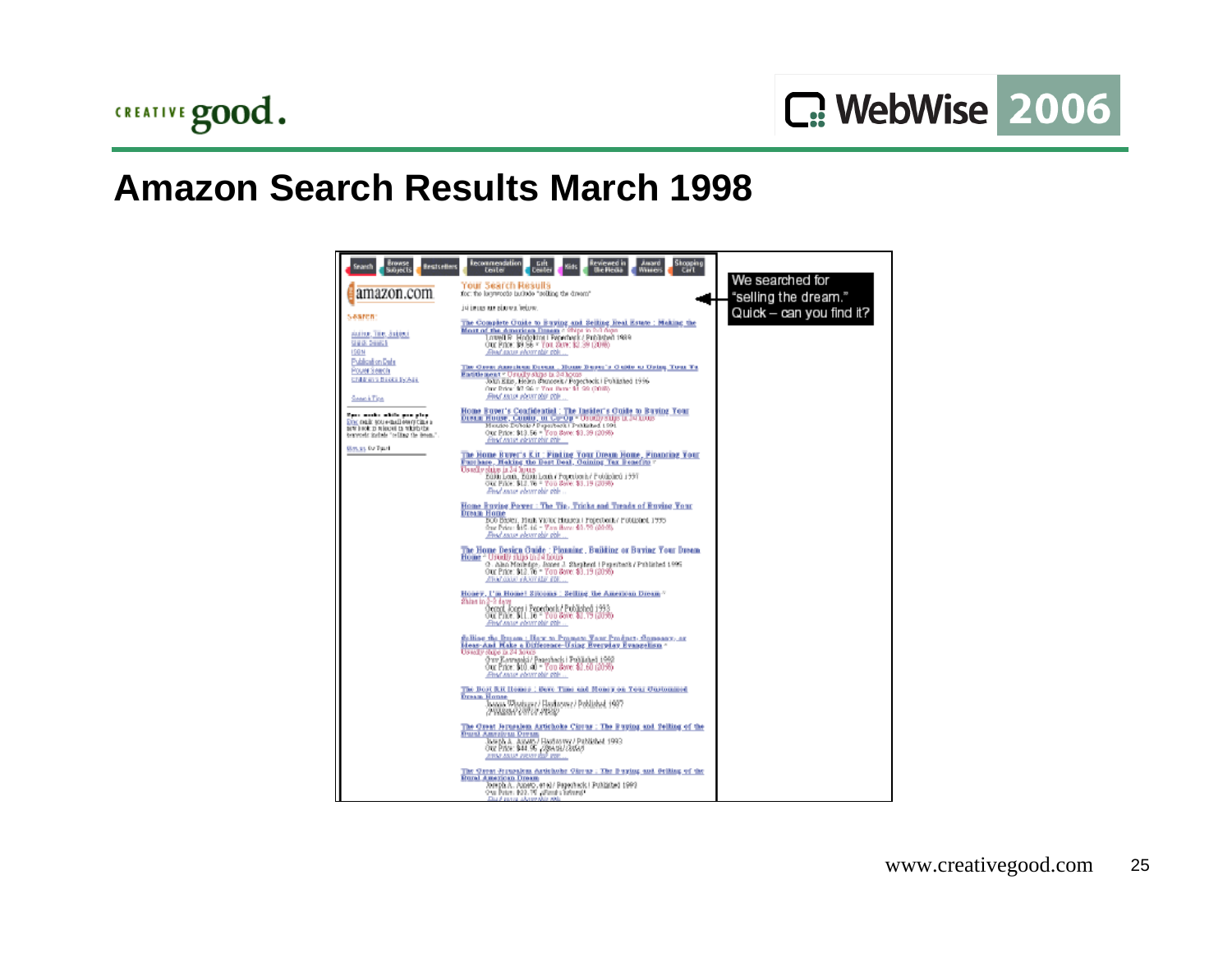## Amazon Search Results March 1998

We searched for "selling the dream." Quick – can you find it?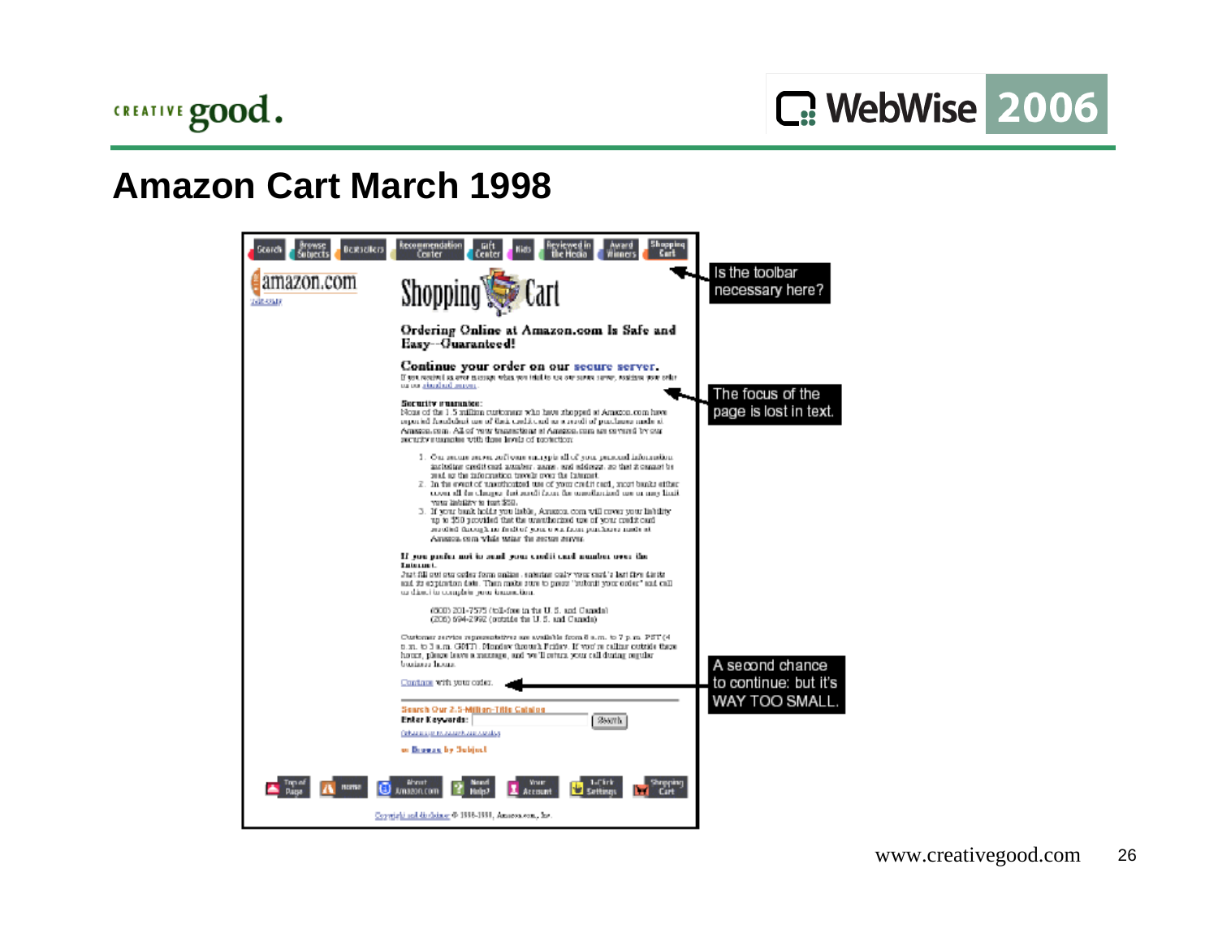# Amazon Cart March 1998

Is the toolbar necessary here?

The focus of the page is lost in text.

A second chance to continue: but it's WAY TOO SMALL.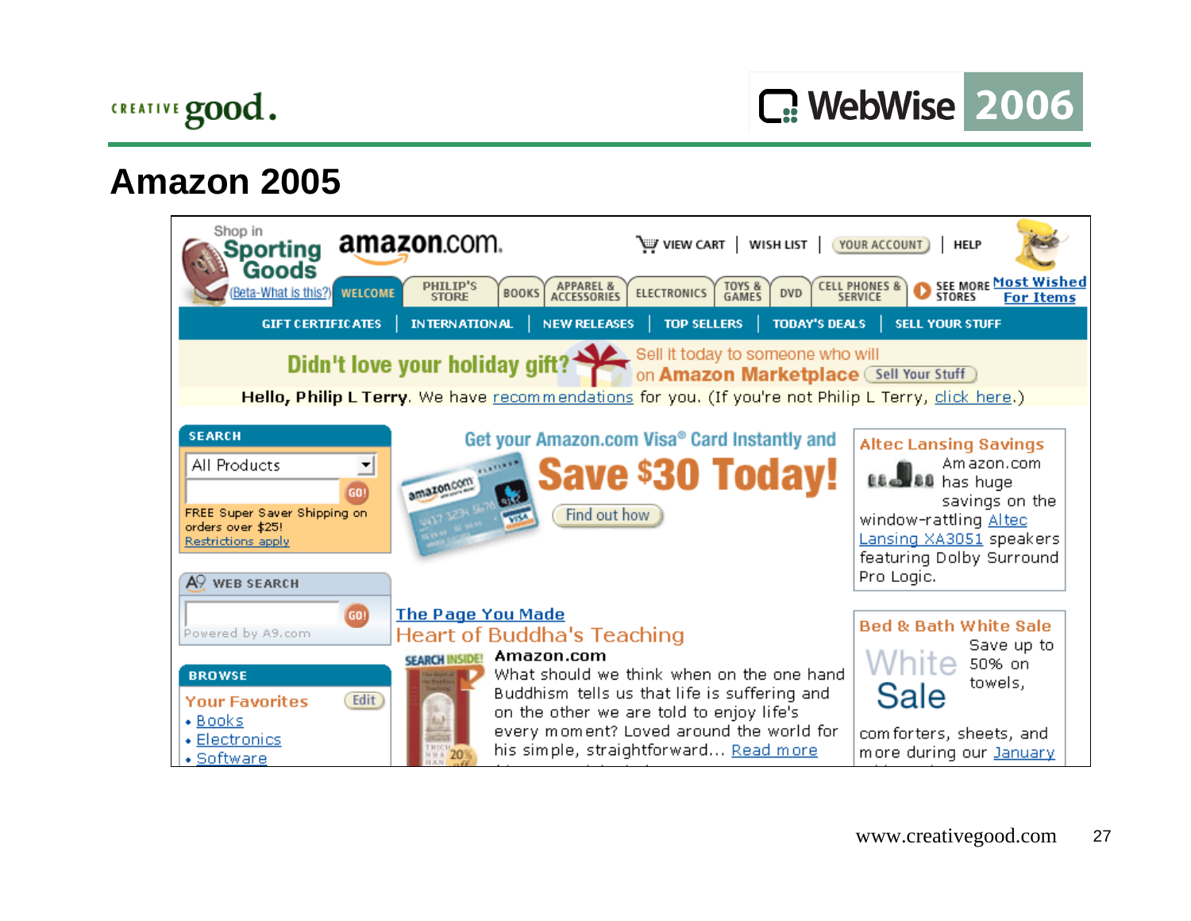# Amazon 2005

Shop in Sporting Goods (Beta-What is this?)

amazon.com.

VIEW CART | WISH LIST | YOUR ACCOUNT | HELP

WELCOME | PHILIP'S STORE | BOOKS | APPAREL & ACCESSORIES | ELECTRONICS | TOYS & GAMES | DVD | CELL PHONES & SERVICE | SEE MORE STORES | Most Wished For Items

GIFT CERTIFICATES | INTERNATIONAL | NEW RELEASES | TOP SELLERS | TODAY'S DEALS | SELL YOUR STUFF

Didn't love your holiday gift? Sell it today to someone who will on Amazon Marketplace. Sell Your Stuff

Hello, Philip L Terry. We have recommendations for you. (If you're not Philip L Terry, click here.)

**SEARCH**

All Products

GO!

FREE Super Saver Shipping on orders over $25! Restrictions apply

**WEB SEARCH**

GO!

Powered by A9.com

**BROWSE**

Your Favorites Edit

- Books
- Electronics
- Software

Get your Amazon.com Visa® Card Instantly and **Save $30 Today!**

Find out how

**Altec Lansing Savings**

Amazon.com has huge savings on the window-rattling Altec Lansing XA3051 speakers featuring Dolby Surround Pro Logic.

**The Page You Made**

Heart of Buddha's Teaching

SEARCH INSIDE!

**Amazon.com**

What should we think when on the one hand Buddhism tells us that life is suffering and on the other we are told to enjoy life's every moment? Loved around the world for his simple, straightforward... Read more

**Bed & Bath White Sale**

White Sale

Save up to 50% on towels, comforters, sheets, and more during our January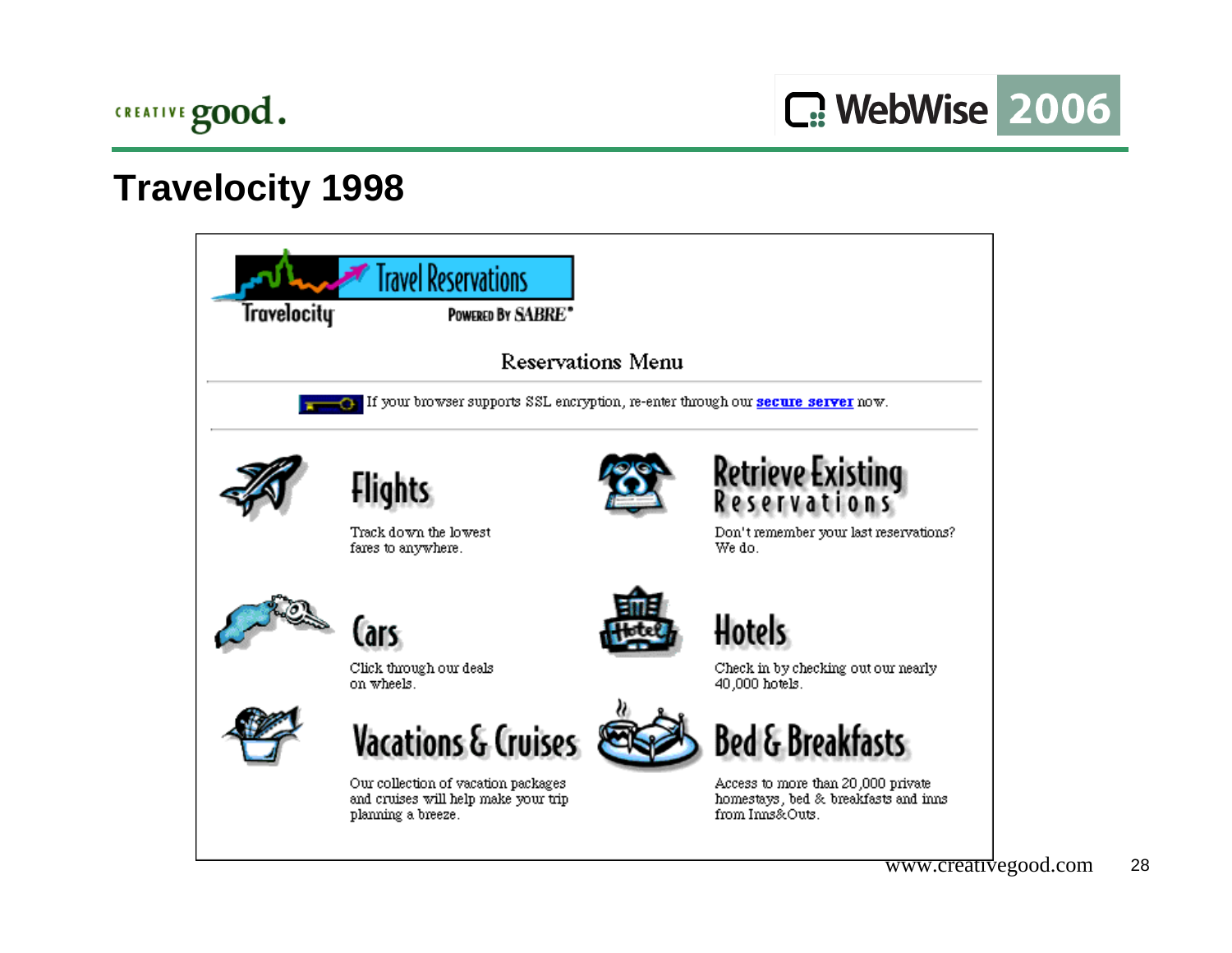# Travelocity 1998

Travel Reservations

Travelocity

POWERED BY SABRE®

Reservations Menu

If your browser supports SSL encryption, re-enter through our **secure server** now.

## Flights

Track down the lowest fares to anywhere.

## Retrieve Existing Reservations

Don't remember your last reservations? We do.

## Cars

Click through our deals on wheels.

## Hotels

Check in by checking out our nearly 40,000 hotels.

## Vacations & Cruises

Our collection of vacation packages and cruises will help make your trip planning a breeze.

## Bed & Breakfasts

Access to more than 20,000 private homestays, bed & breakfasts and inns from Inns&Outs.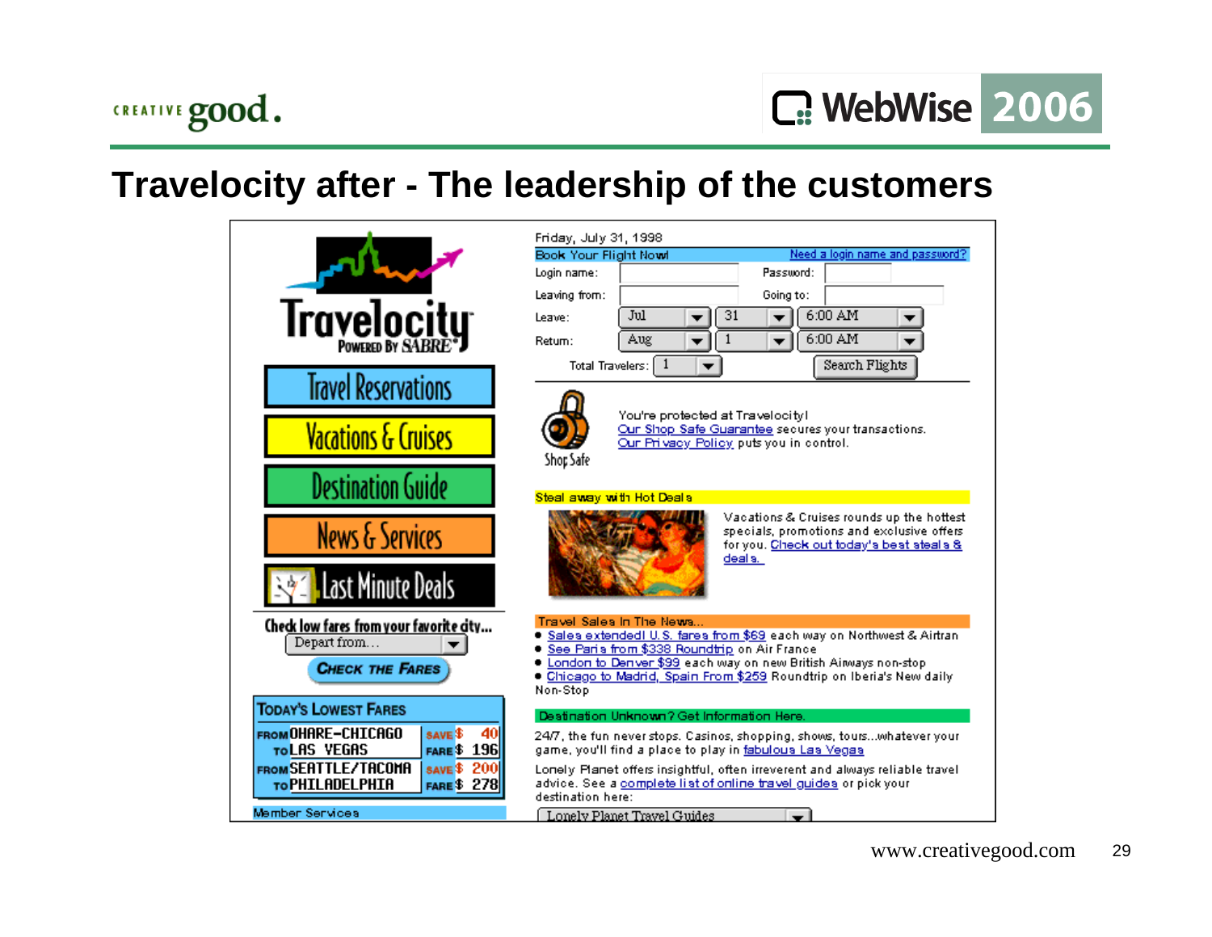# Travelocity after - The leadership of the customers

Friday, July 31, 1998

**Book Your Flight Now!** — Need a login name and password?

Login name: Password:

Leaving from: Going to:

Leave: Jul 31 6:00 AM

Return: Aug 1 6:00 AM

Total Travelers: 1 — Search Flights

**Travelocity** Powered by SABRE

- Travel Reservations
- Vacations & Cruises
- Destination Guide
- News & Services
- Last Minute Deals

Check low fares from your favorite city...

Depart from...

CHECK THE FARES

**Today's Lowest Fares**

| | | | |
|---|---|---|---|
| FROM OHARE-CHICAGO | TO LAS VEGAS | SAVE $ 40 | FARE $ 196 |
| FROM SEATTLE/TACOMA | TO PHILADELPHIA | SAVE $ 200 | FARE $ 278 |

Member Services

Shop Safe

You're protected at Travelocity!
Our Shop Safe Guarantee secures your transactions.
Our Privacy Policy puts you in control.

**Steal away with Hot Deals**

Vacations & Cruises rounds up the hottest specials, promotions and exclusive offers for you. Check out today's best steals & deals.

**Travel Sales In The News...**

- Sales extended! U.S. fares from $69 each way on Northwest & Airtran
- See Paris from $338 Roundtrip on Air France
- London to Denver $99 each way on new British Airways non-stop
- Chicago to Madrid, Spain From $259 Roundtrip on Iberia's New daily Non-Stop

**Destination Unknown? Get Information Here.**

24/7, the fun never stops. Casinos, shopping, shows, tours...whatever your game, you'll find a place to play in fabulous Las Vegas

Lonely Planet offers insightful, often irreverent and always reliable travel advice. See a complete list of online travel guides or pick your destination here:

Lonely Planet Travel Guides

www.creativegood.com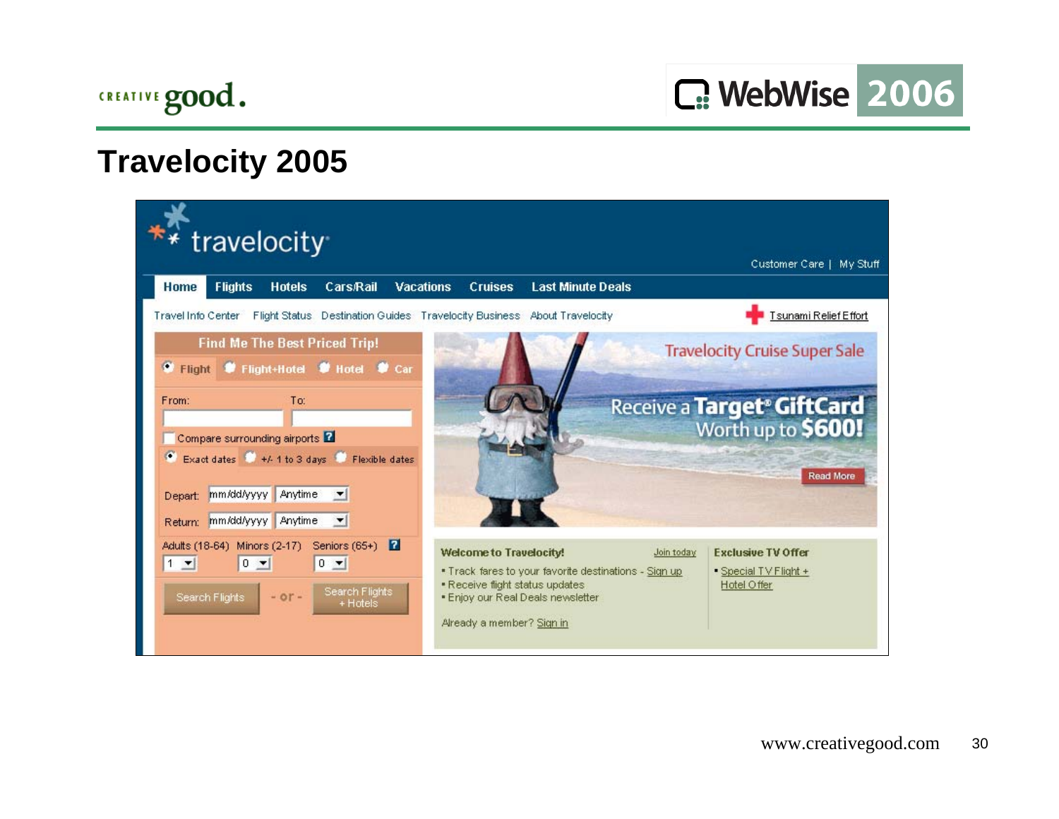# Travelocity 2005

travelocity

Customer Care | My Stuff

Home | Flights | Hotels | Cars/Rail | Vacations | Cruises | Last Minute Deals

Travel Info Center | Flight Status | Destination Guides | Travelocity Business | About Travelocity

Tsunami Relief Effort

**Find Me The Best Priced Trip!**

Flight | Flight+Hotel | Hotel | Car

From: To:

Compare surrounding airports

Exact dates | +/- 1 to 3 days | Flexible dates

Depart: mm/dd/yyyy Anytime

Return: mm/dd/yyyy Anytime

Adults (18-64) Minors (2-17) Seniors (65+)

1 0 0

Search Flights - or - Search Flights + Hotels

Travelocity Cruise Super Sale

Receive a Target® GiftCard Worth up to $600!

Read More

**Welcome to Travelocity!** Join today

- Track fares to your favorite destinations - Sign up
- Receive flight status updates
- Enjoy our Real Deals newsletter

Already a member? Sign in

**Exclusive TV Offer**

- Special TV Flight + Hotel Offer

www.creativegood.com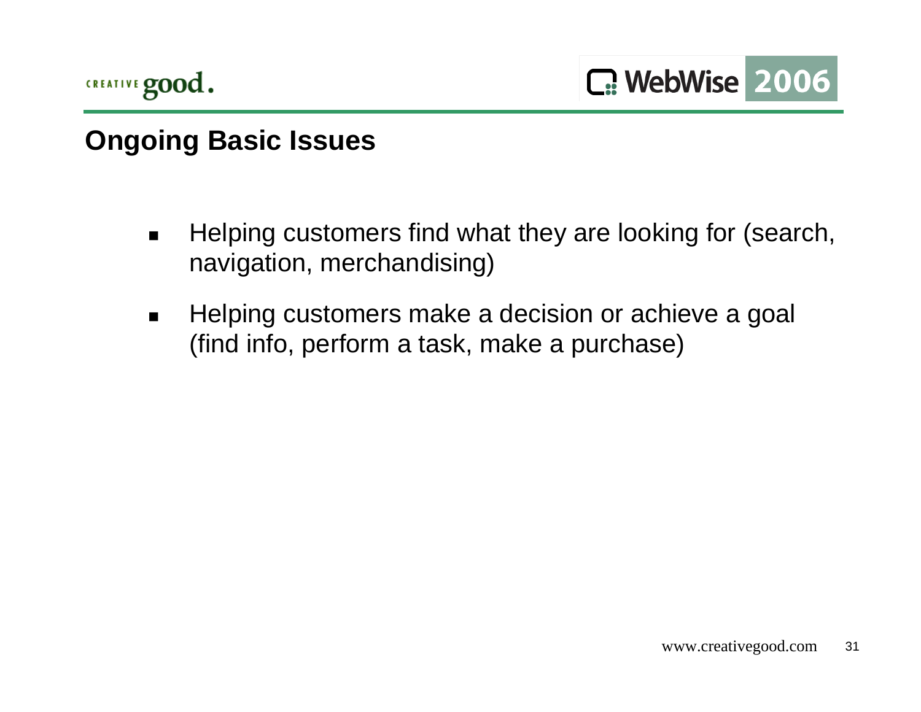## Ongoing Basic Issues

- Helping customers find what they are looking for (search, navigation, merchandising)
- Helping customers make a decision or achieve a goal (find info, perform a task, make a purchase)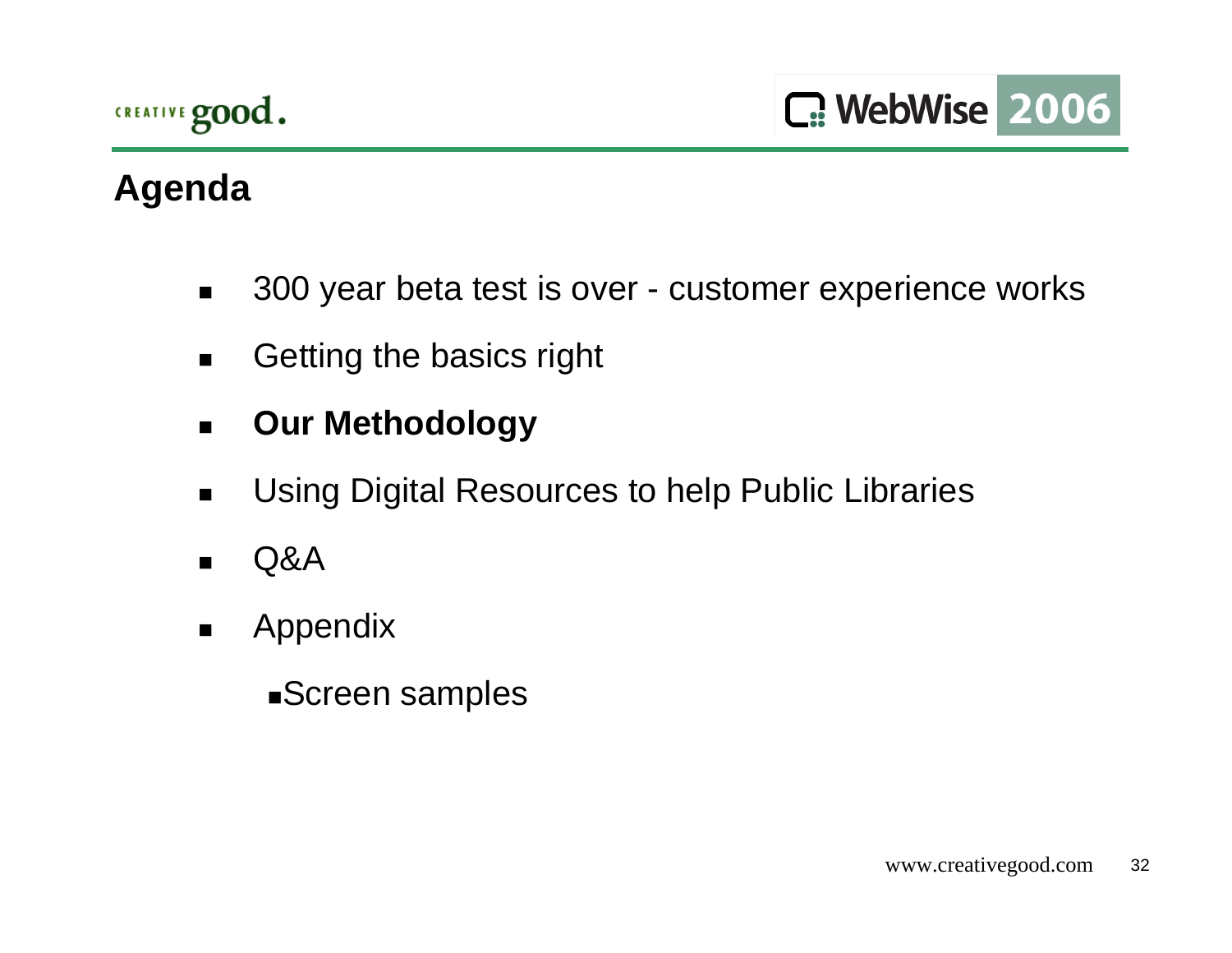## Agenda

- 300 year beta test is over - customer experience works
- Getting the basics right
- **Our Methodology**
- Using Digital Resources to help Public Libraries
- Q&A
- Appendix
  - Screen samples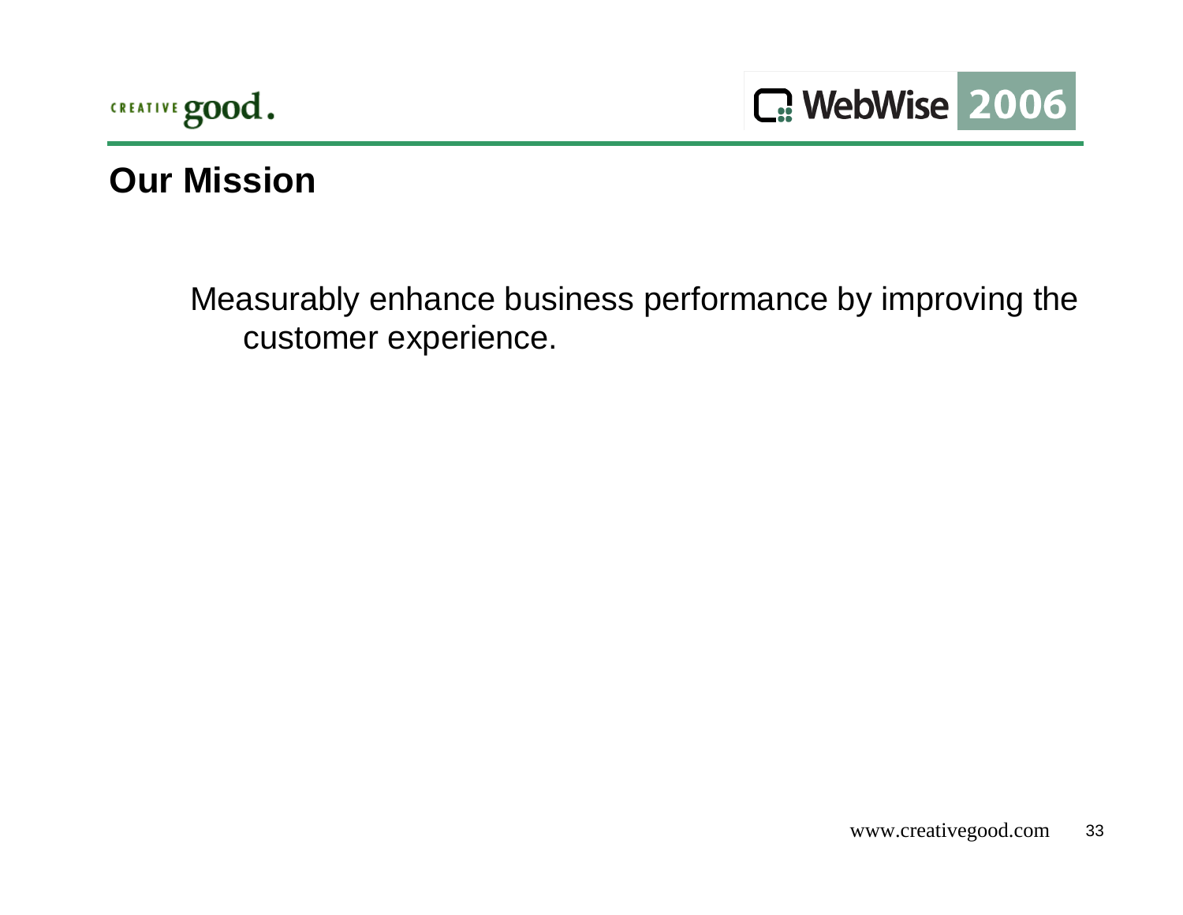## Our Mission

Measurably enhance business performance by improving the customer experience.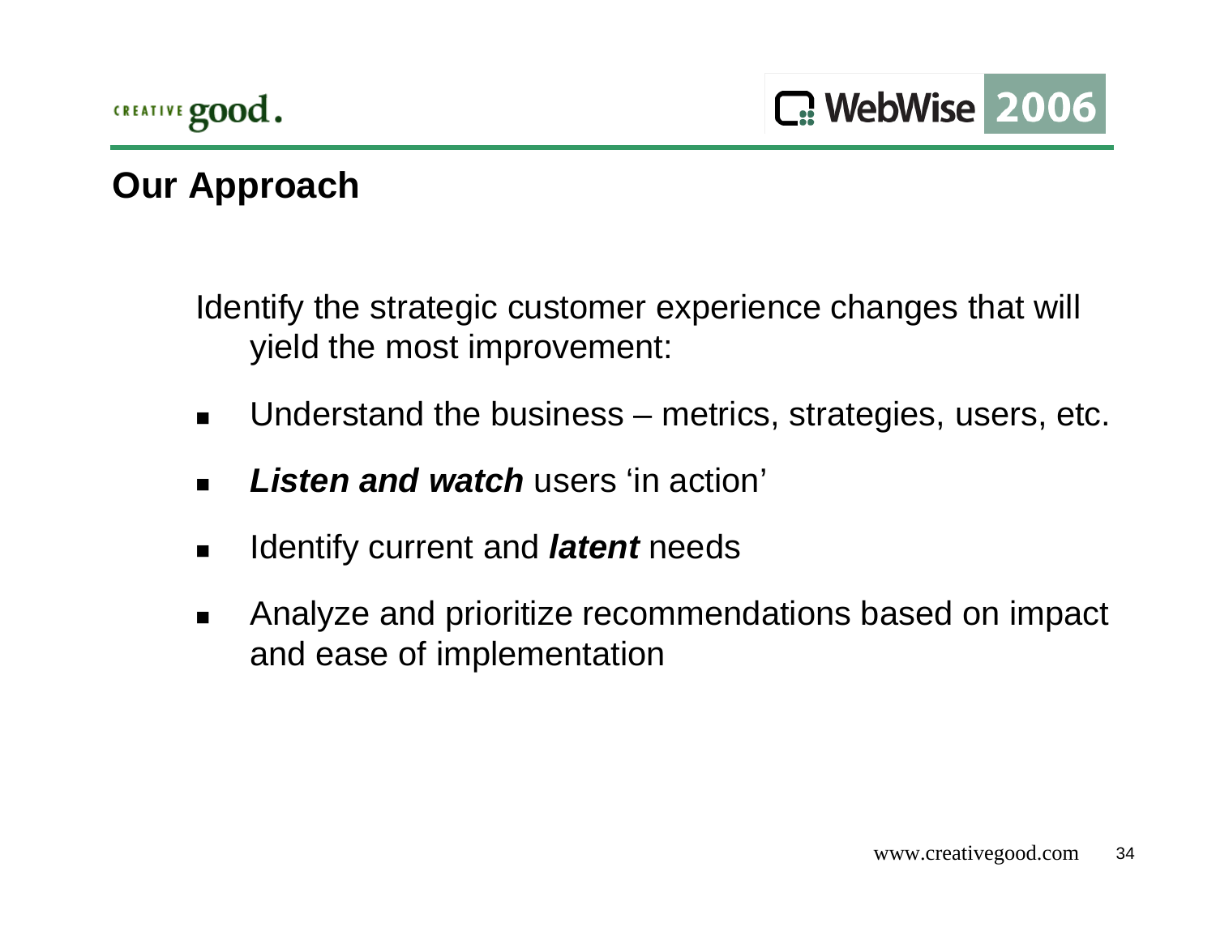## Our Approach

Identify the strategic customer experience changes that will yield the most improvement:

- Understand the business – metrics, strategies, users, etc.
- ***Listen and watch*** users 'in action'
- Identify current and ***latent*** needs
- Analyze and prioritize recommendations based on impact and ease of implementation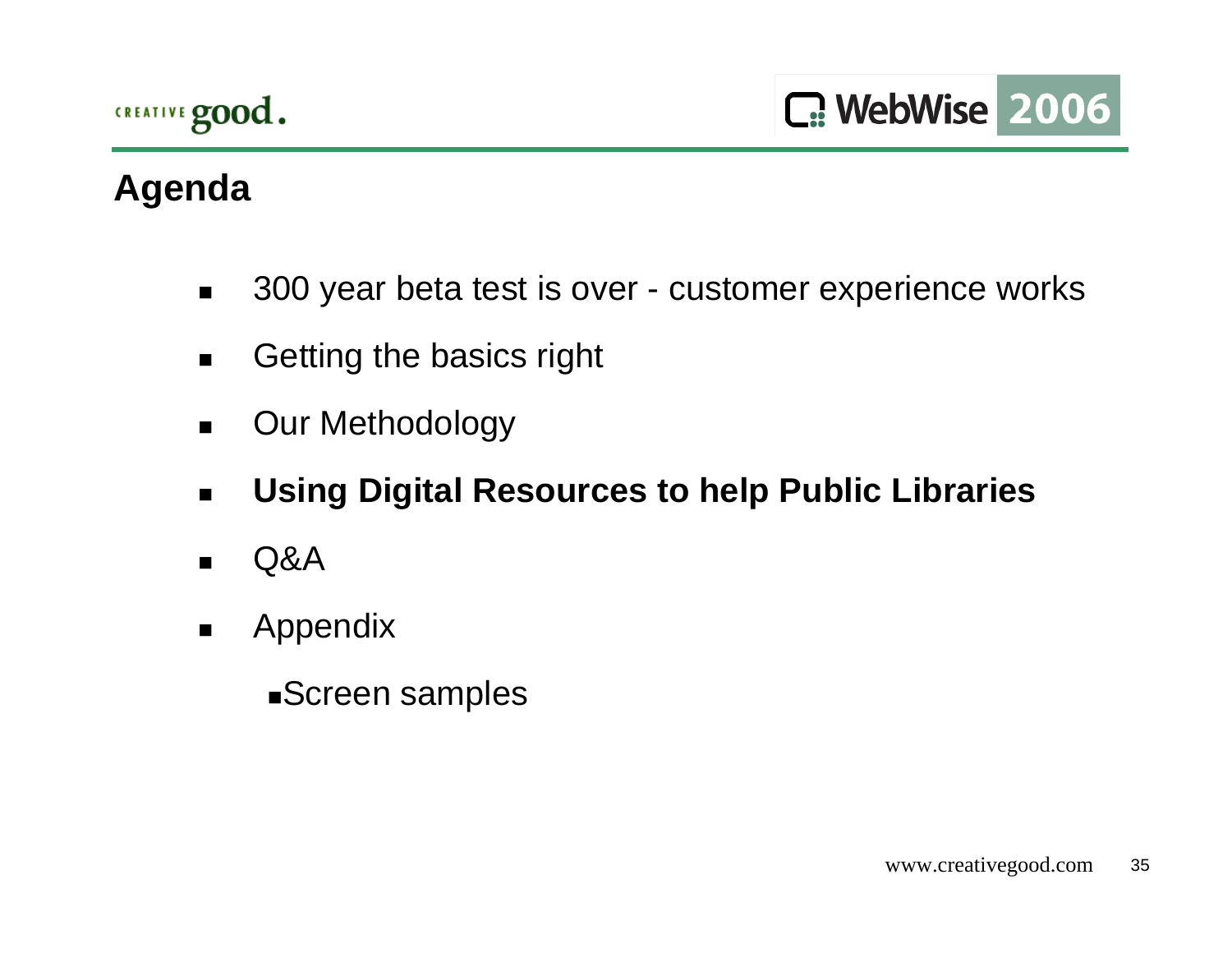## Agenda

- 300 year beta test is over - customer experience works
- Getting the basics right
- Our Methodology
- **Using Digital Resources to help Public Libraries**
- Q&A
- Appendix
  - Screen samples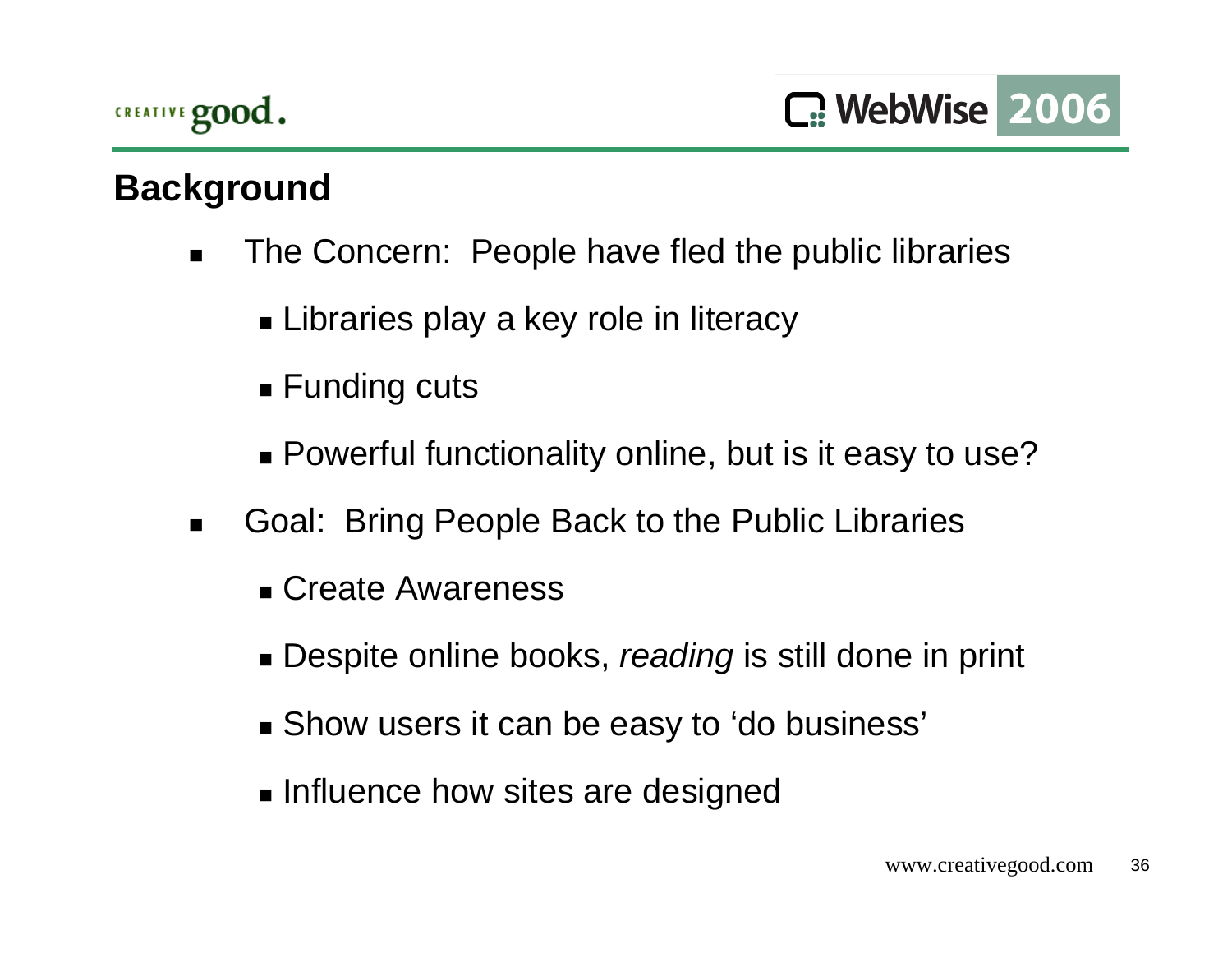## Background

- The Concern: People have fled the public libraries
  - Libraries play a key role in literacy
  - Funding cuts
  - Powerful functionality online, but is it easy to use?
- Goal: Bring People Back to the Public Libraries
  - Create Awareness
  - Despite online books, *reading* is still done in print
  - Show users it can be easy to 'do business'
  - Influence how sites are designed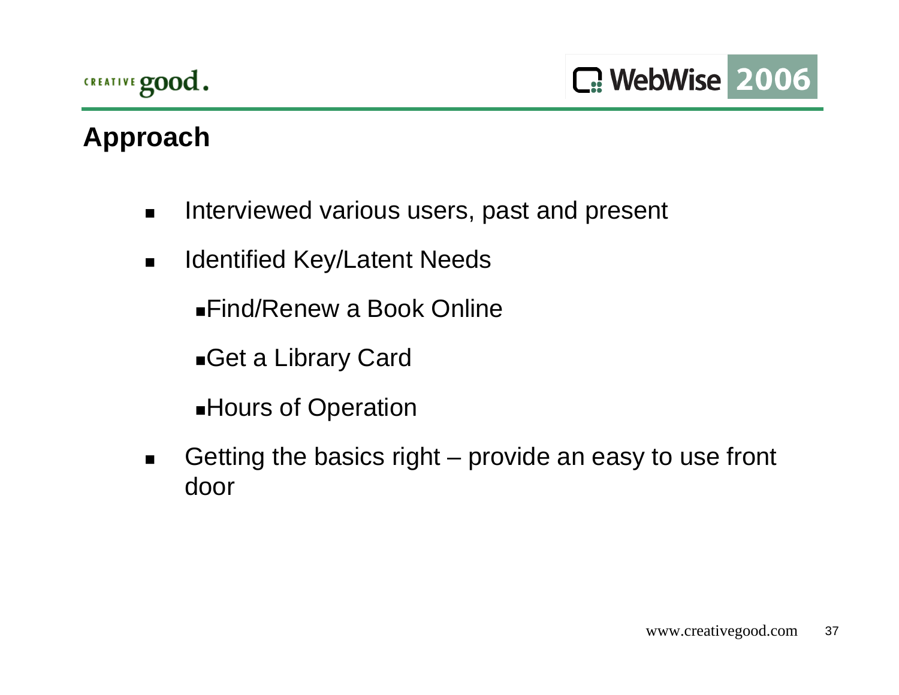## Approach

- Interviewed various users, past and present
- Identified Key/Latent Needs
  - Find/Renew a Book Online
  - Get a Library Card
  - Hours of Operation
- Getting the basics right – provide an easy to use front door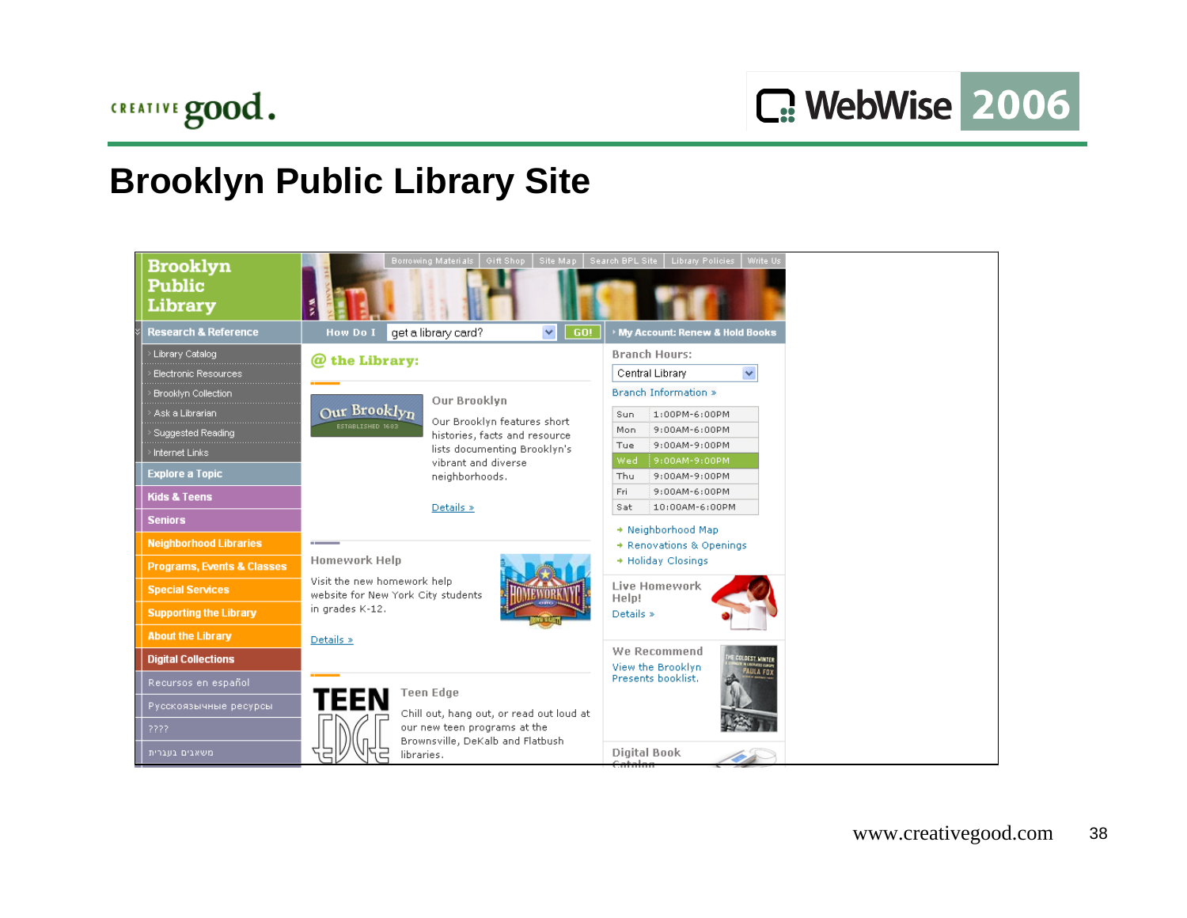# Brooklyn Public Library Site

Brooklyn Public Library

Borrowing Materials | Gift Shop | Site Map | Search BPL Site | Library Policies | Write Us

Research & Reference

- Library Catalog
- Electronic Resources
- Brooklyn Collection
- Ask a Librarian
- Suggested Reading
- Internet Links

Explore a Topic

Kids & Teens

Seniors

Neighborhood Libraries

Programs, Events & Classes

Special Services

Supporting the Library

About the Library

Digital Collections

Recursos en español

Русскоязычные ресурсы

????

משאבים בעברית

How Do I get a library card? GO!

@ the Library:

**Our Brooklyn**

Our Brooklyn features short histories, facts and resource lists documenting Brooklyn's vibrant and diverse neighborhoods.

Details »

**Homework Help**

Visit the new homework help website for New York City students in grades K-12.

Details »

**Teen Edge**

Chill out, hang out, or read out loud at our new teen programs at the Brownsville, DeKalb and Flatbush libraries.

My Account: Renew & Hold Books

Branch Hours:

Central Library

Branch Information »

| | |
|---|---|
| Sun | 1:00PM-6:00PM |
| Mon | 9:00AM-6:00PM |
| Tue | 9:00AM-9:00PM |
| Wed | 9:00AM-9:00PM |
| Thu | 9:00AM-9:00PM |
| Fri | 9:00AM-6:00PM |
| Sat | 10:00AM-6:00PM |

- Neighborhood Map
- Renovations & Openings
- Holiday Closings

**Live Homework Help!**

Details »

**We Recommend**

View the Brooklyn Presents booklist.

**Digital Book Catalog**

www.creativegood.com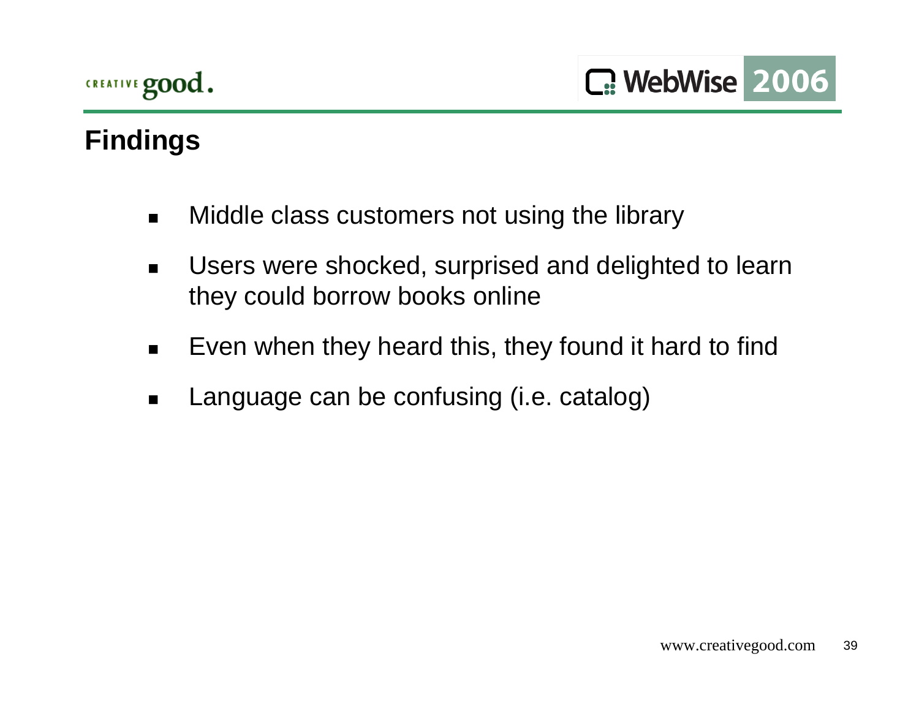# Findings

- Middle class customers not using the library
- Users were shocked, surprised and delighted to learn they could borrow books online
- Even when they heard this, they found it hard to find
- Language can be confusing (i.e. catalog)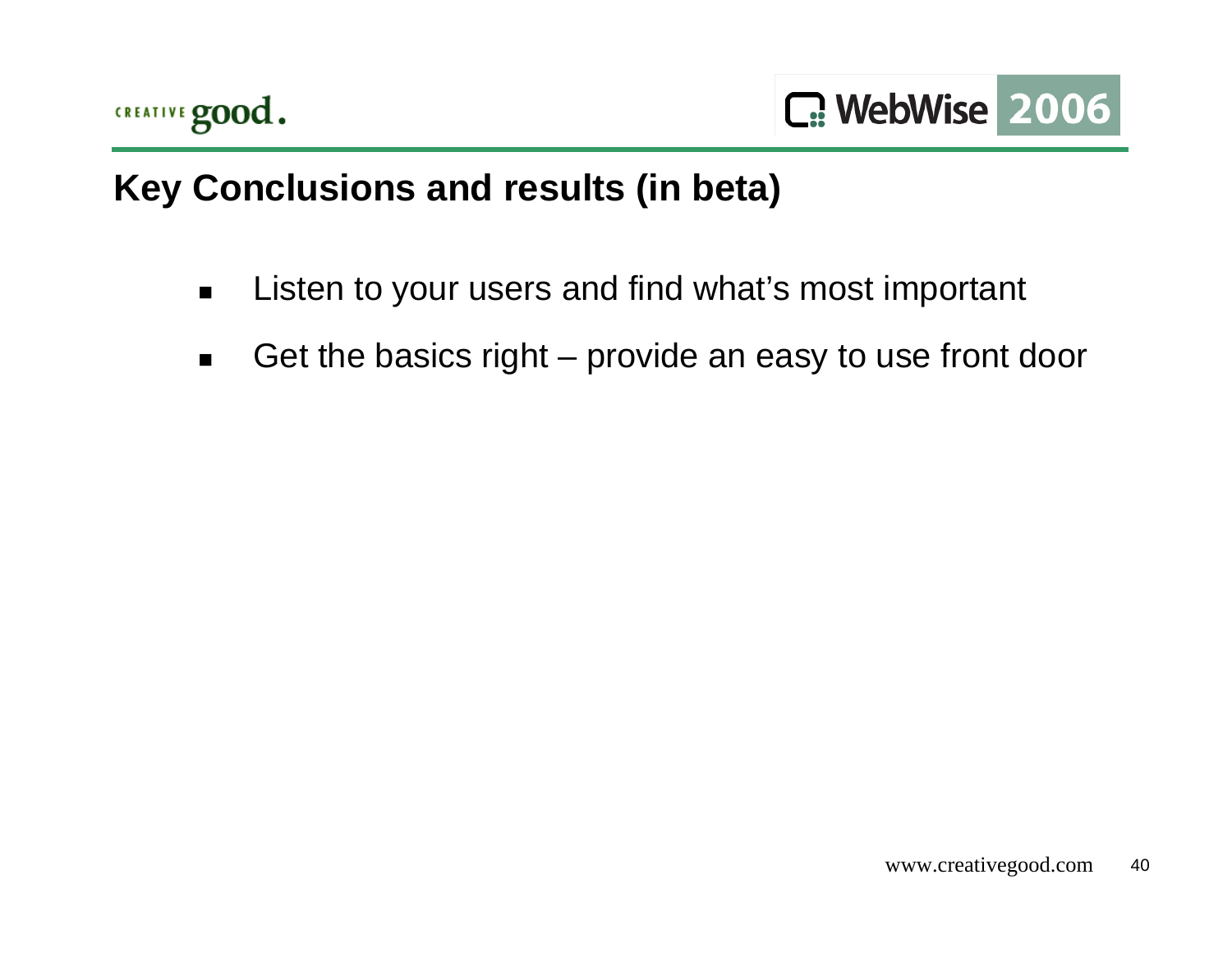## Key Conclusions and results (in beta)

- Listen to your users and find what's most important
- Get the basics right – provide an easy to use front door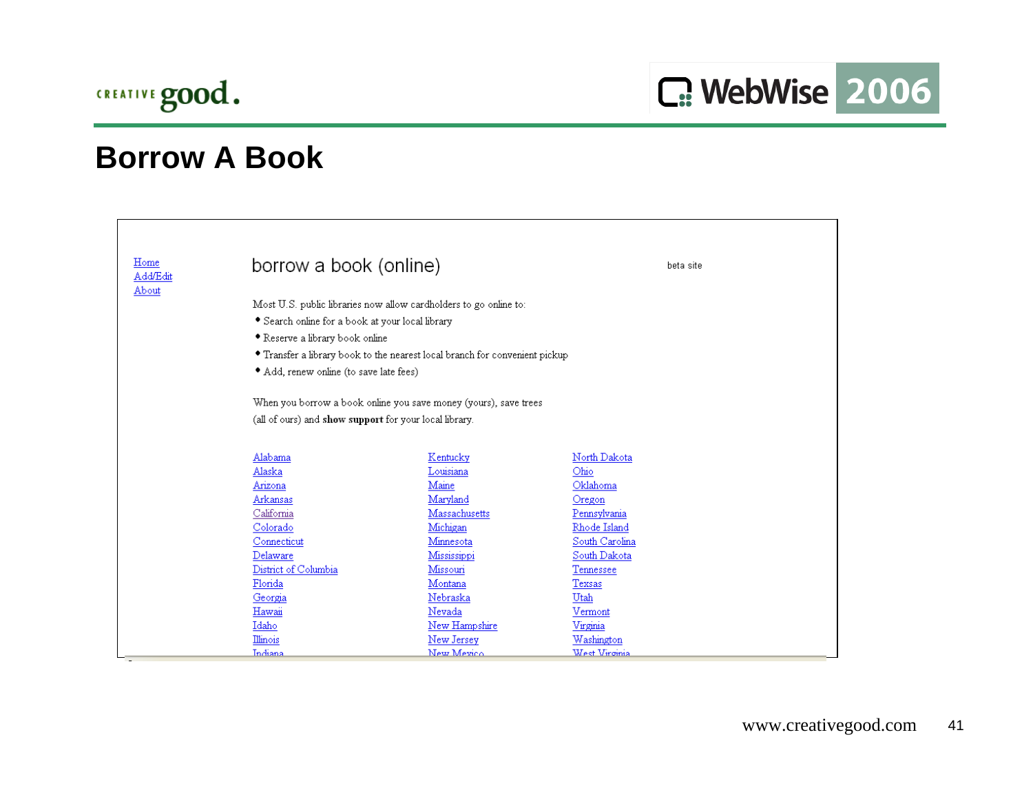# Borrow A Book

Home
Add/Edit
About

## borrow a book (online)

beta site

Most U.S. public libraries now allow cardholders to go online to:

- Search online for a book at your local library
- Reserve a library book online
- Transfer a library book to the nearest local branch for convenient pickup
- Add, renew online (to save late fees)

When you borrow a book online you save money (yours), save trees (all of ours) and **show support** for your local library.

| | | |
|---|---|---|
| Alabama | Kentucky | North Dakota |
| Alaska | Louisiana | Ohio |
| Arizona | Maine | Oklahoma |
| Arkansas | Maryland | Oregon |
| California | Massachusetts | Pennsylvania |
| Colorado | Michigan | Rhode Island |
| Connecticut | Minnesota | South Carolina |
| Delaware | Mississippi | South Dakota |
| District of Columbia | Missouri | Tennessee |
| Florida | Montana | Texsas |
| Georgia | Nebraska | Utah |
| Hawaii | Nevada | Vermont |
| Idaho | New Hampshire | Virginia |
| Illinois | New Jersey | Washington |
| Indiana | New Mexico | West Virginia |

www.creativegood.com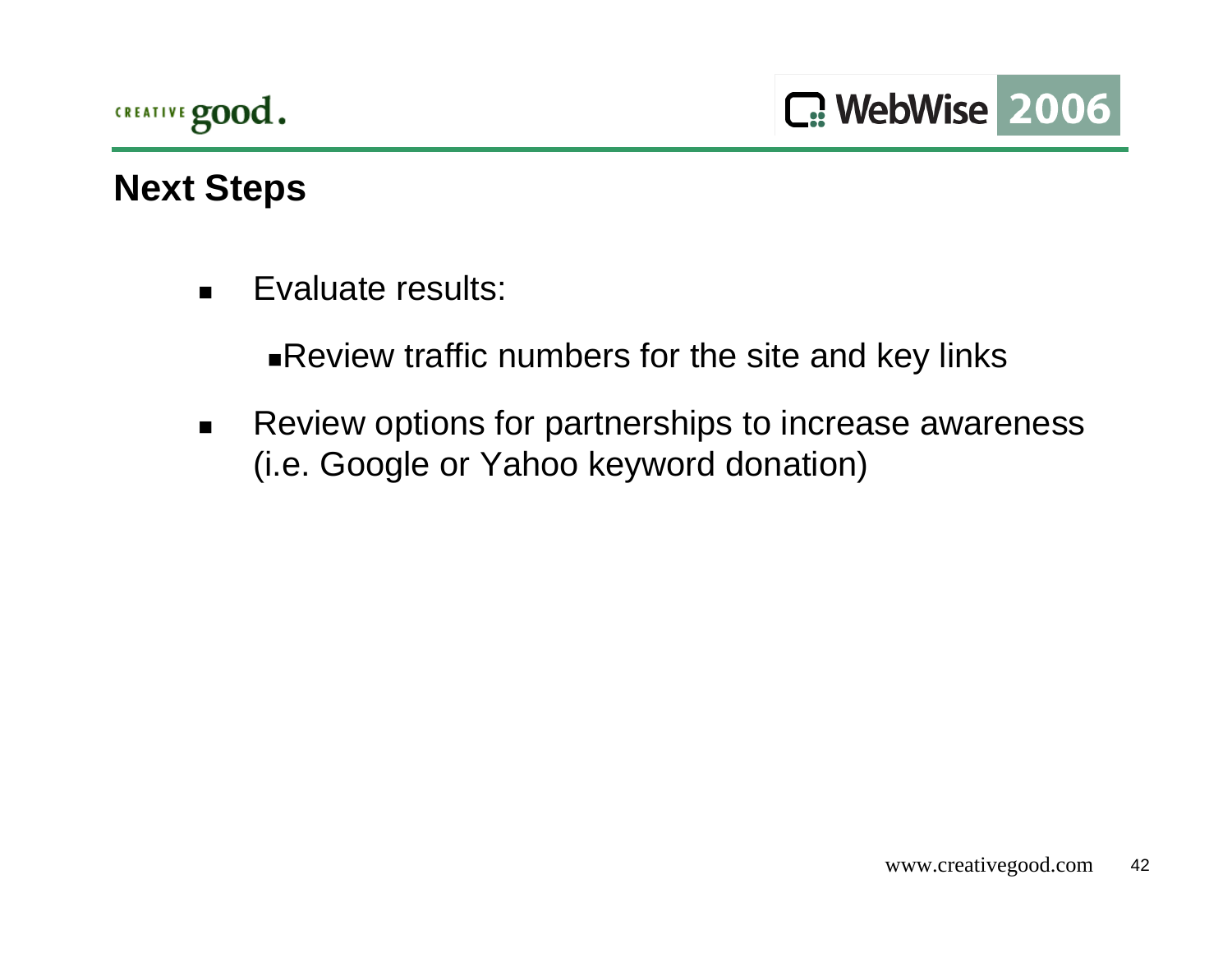## Next Steps

- Evaluate results:
  - Review traffic numbers for the site and key links
- Review options for partnerships to increase awareness (i.e. Google or Yahoo keyword donation)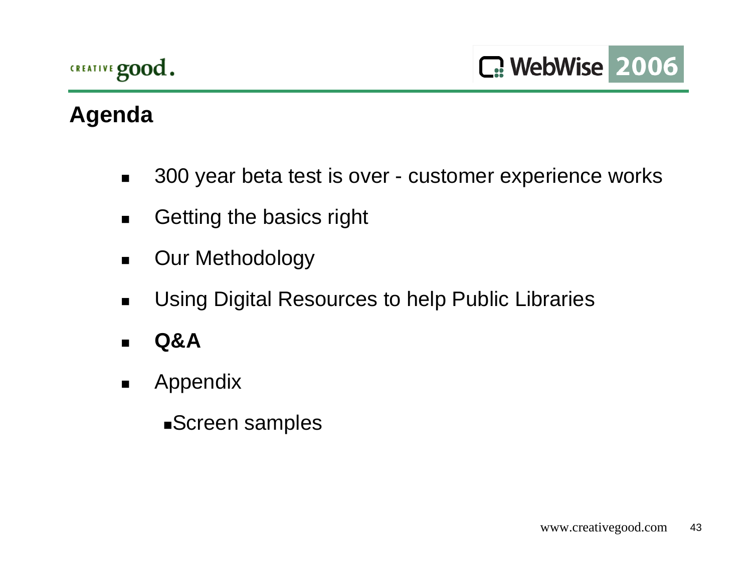## Agenda

- 300 year beta test is over - customer experience works
- Getting the basics right
- Our Methodology
- Using Digital Resources to help Public Libraries
- **Q&A**
- Appendix
  - Screen samples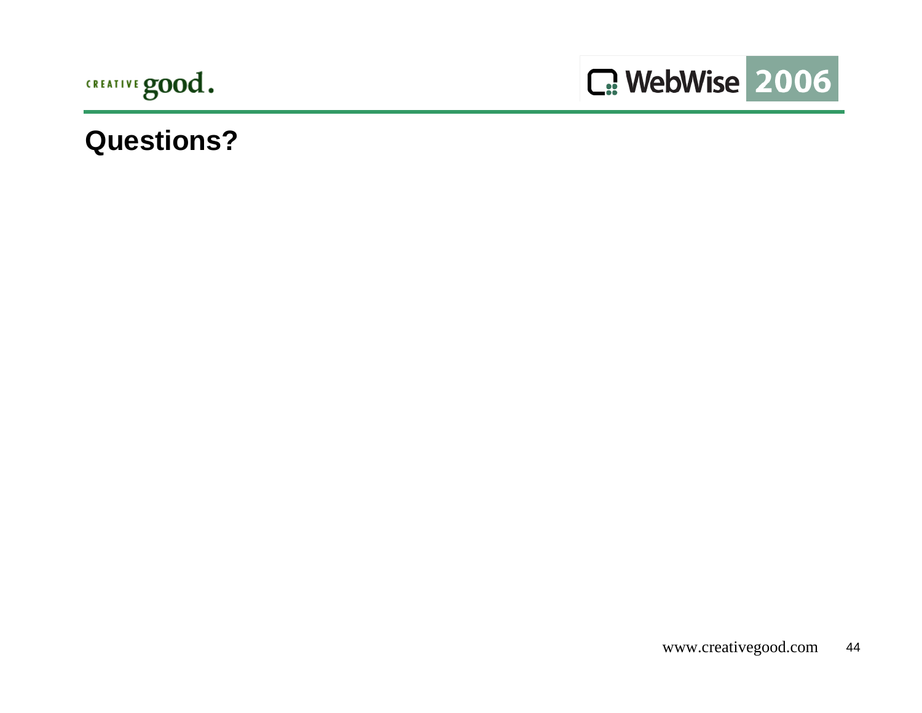# Questions?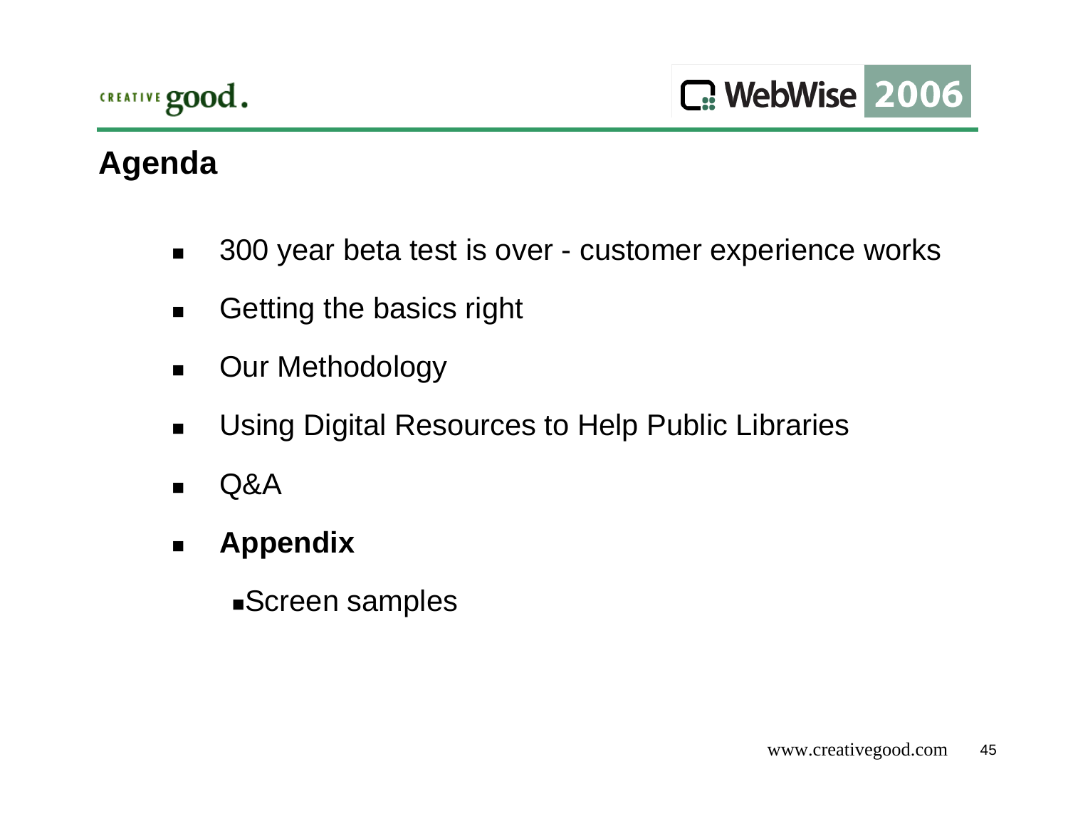# Agenda

- 300 year beta test is over - customer experience works
- Getting the basics right
- Our Methodology
- Using Digital Resources to Help Public Libraries
- Q&A
- **Appendix**
  - Screen samples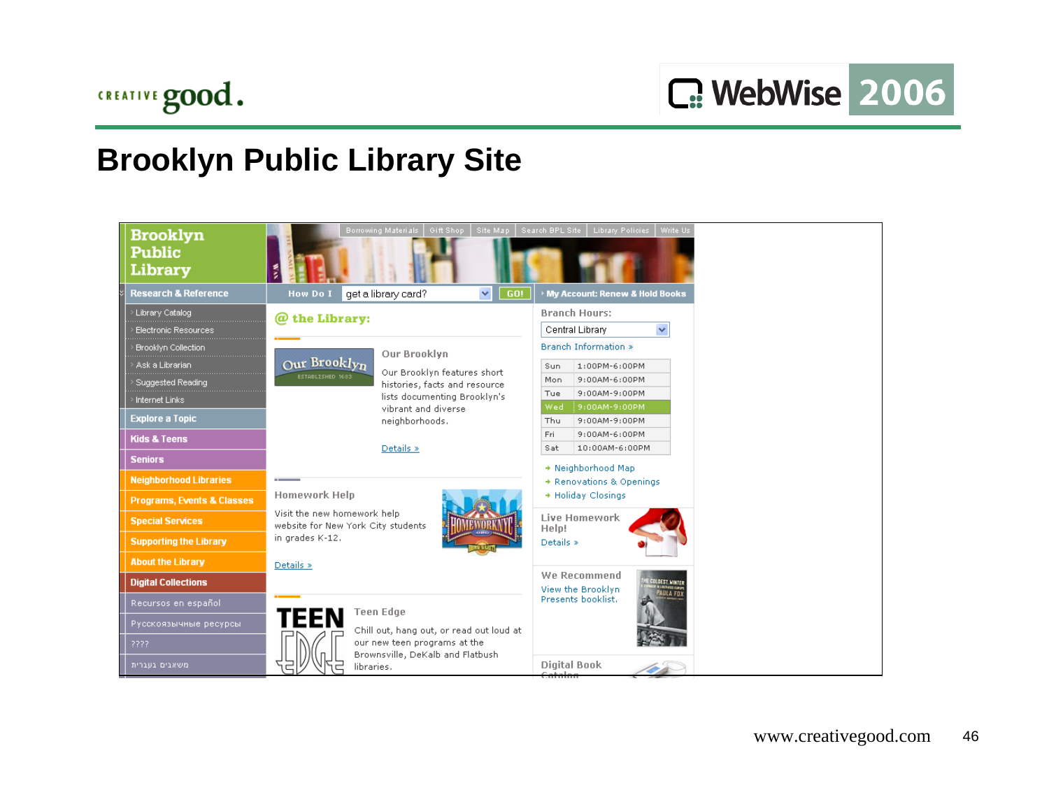# Brooklyn Public Library Site

**Brooklyn Public Library**

Borrowing Materials | Gift Shop | Site Map | Search BPL Site | Library Policies | Write Us

**Research & Reference**

- Library Catalog
- Electronic Resources
- Brooklyn Collection
- Ask a Librarian
- Suggested Reading
- Internet Links

**Explore a Topic**

**Kids & Teens**

**Seniors**

**Neighborhood Libraries**

**Programs, Events & Classes**

**Special Services**

**Supporting the Library**

**About the Library**

**Digital Collections**

Recursos en español

Русскоязычные ресурсы

????

משאבים בעברית

How Do I get a library card? GO!

**@ the Library:**

**Our Brooklyn**

Our Brooklyn ESTABLISHED 1683

Our Brooklyn features short histories, facts and resource lists documenting Brooklyn's vibrant and diverse neighborhoods.

Details »

**Homework Help**

Visit the new homework help website for New York City students in grades K-12.

Details »

**Teen Edge**

Chill out, hang out, or read out loud at our new teen programs at the Brownsville, DeKalb and Flatbush libraries.

My Account: Renew & Hold Books

**Branch Hours:**

Central Library

Branch Information »

| Day | Hours |
|---|---|
| Sun | 1:00PM-6:00PM |
| Mon | 9:00AM-6:00PM |
| Tue | 9:00AM-9:00PM |
| Wed | 9:00AM-9:00PM |
| Thu | 9:00AM-9:00PM |
| Fri | 9:00AM-6:00PM |
| Sat | 10:00AM-6:00PM |

- Neighborhood Map
- Renovations & Openings
- Holiday Closings

**Live Homework Help!**

Details »

**We Recommend**

View the Brooklyn Presents booklist.

**Digital Book Catalog**

www.creativegood.com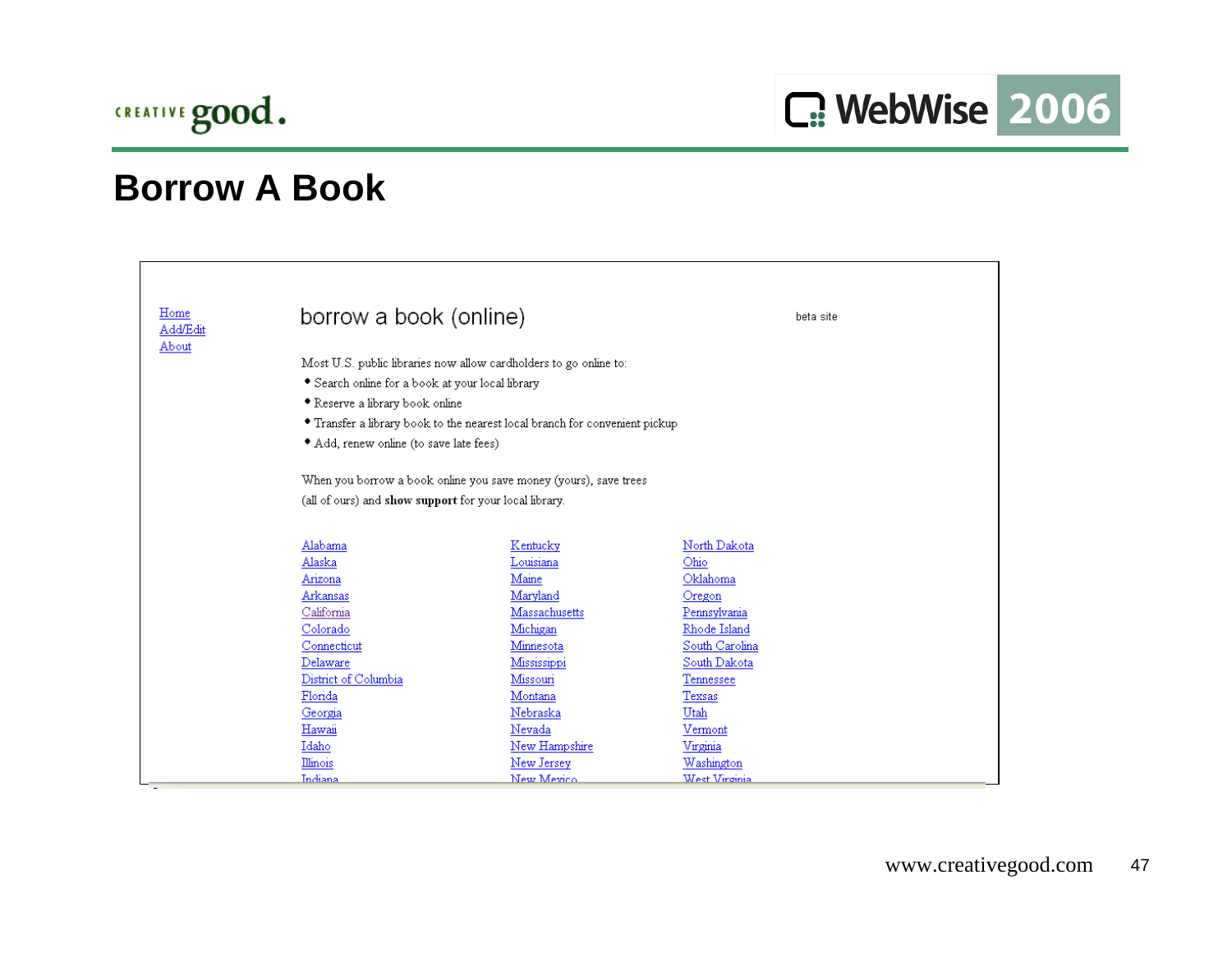# Borrow A Book

Home
Add/Edit
About

## borrow a book (online)

beta site

Most U.S. public libraries now allow cardholders to go online to:

- Search online for a book at your local library
- Reserve a library book online
- Transfer a library book to the nearest local branch for convenient pickup
- Add, renew online (to save late fees)

When you borrow a book online you save money (yours), save trees (all of ours) and **show support** for your local library.

| | | |
|---|---|---|
| Alabama | Kentucky | North Dakota |
| Alaska | Louisiana | Ohio |
| Arizona | Maine | Oklahoma |
| Arkansas | Maryland | Oregon |
| California | Massachusetts | Pennsylvania |
| Colorado | Michigan | Rhode Island |
| Connecticut | Minnesota | South Carolina |
| Delaware | Mississippi | South Dakota |
| District of Columbia | Missouri | Tennessee |
| Florida | Montana | Texsas |
| Georgia | Nebraska | Utah |
| Hawaii | Nevada | Vermont |
| Idaho | New Hampshire | Virginia |
| Illinois | New Jersey | Washington |
| Indiana | New Mexico | West Virginia |

www.creativegood.com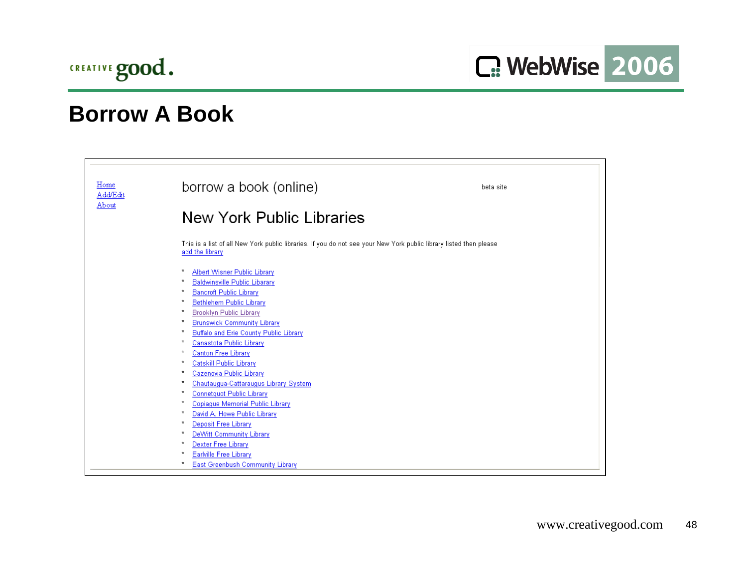# Borrow A Book

Home
Add/Edit
About

borrow a book (online)

beta site

## New York Public Libraries

This is a list of all New York public libraries. If you do not see your New York public library listed then please add the library

* Albert Wisner Public Library
* Baldwinsville Public Libarary
* Bancroft Public Library
* Bethlehem Public Library
* Brooklyn Public Library
* Brunswick Community Library
* Buffalo and Erie County Public Library
* Canastota Public Library
* Canton Free Library
* Catskill Public Library
* Cazenovia Public Library
* Chautaugua-Cattaraugus Library System
* Connetquot Public Library
* Copiague Memorial Public Library
* David A. Howe Public Library
* Deposit Free Library
* DeWitt Community Library
* Dexter Free Library
* Earlville Free Library
* East Greenbush Community Library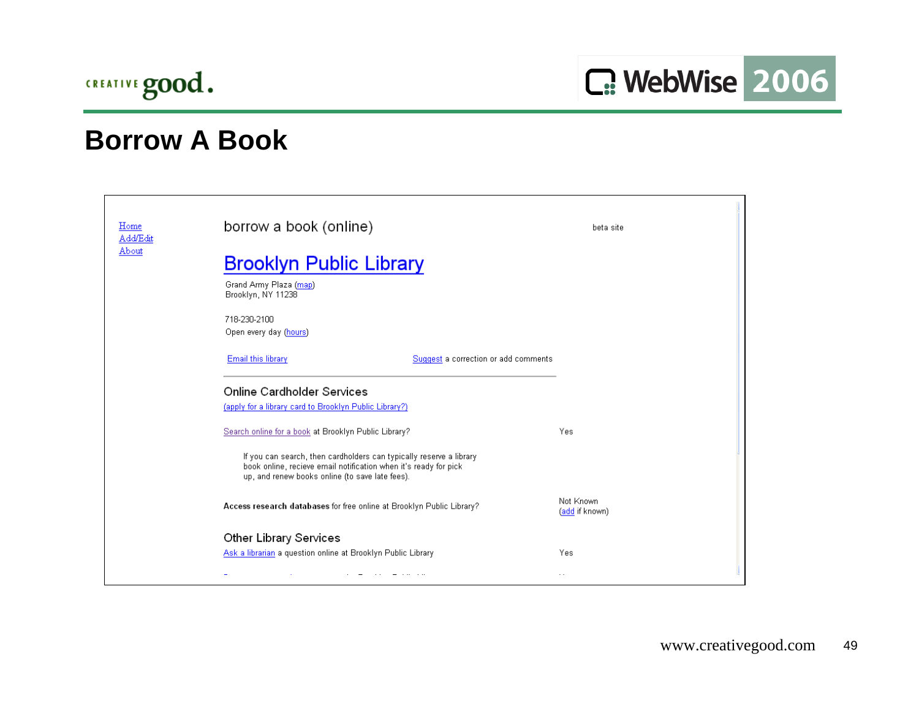# Borrow A Book

Home
Add/Edit
About

borrow a book (online)

beta site

## Brooklyn Public Library

Grand Army Plaza (map)
Brooklyn, NY 11238

718-230-2100
Open every day (hours)

Email this library

Suggest a correction or add comments

### Online Cardholder Services

(apply for a library card to Brooklyn Public Library?)

| | |
|---|---|
| Search online for a book at Brooklyn Public Library? | Yes |
| If you can search, then cardholders can typically reserve a library book online, recieve email notification when it's ready for pick up, and renew books online (to save late fees). | |
| **Access research databases** for free online at Brooklyn Public Library? | Not Known (add if known) |

### Other Library Services

| | |
|---|---|
| Ask a librarian a question online at Brooklyn Public Library | Yes |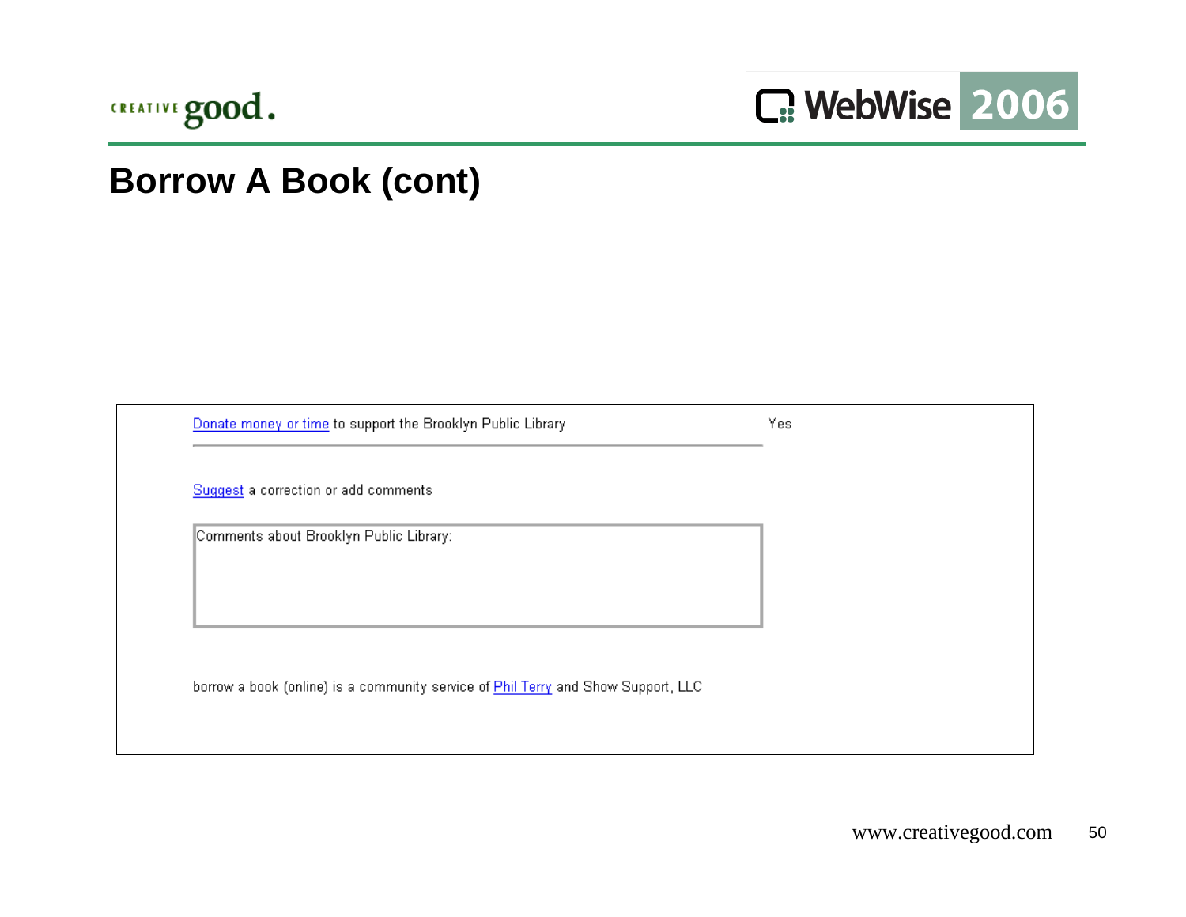# Borrow A Book (cont)

Donate money or time to support the Brooklyn Public Library	Yes

Suggest a correction or add comments

Comments about Brooklyn Public Library:

borrow a book (online) is a community service of Phil Terry and Show Support, LLC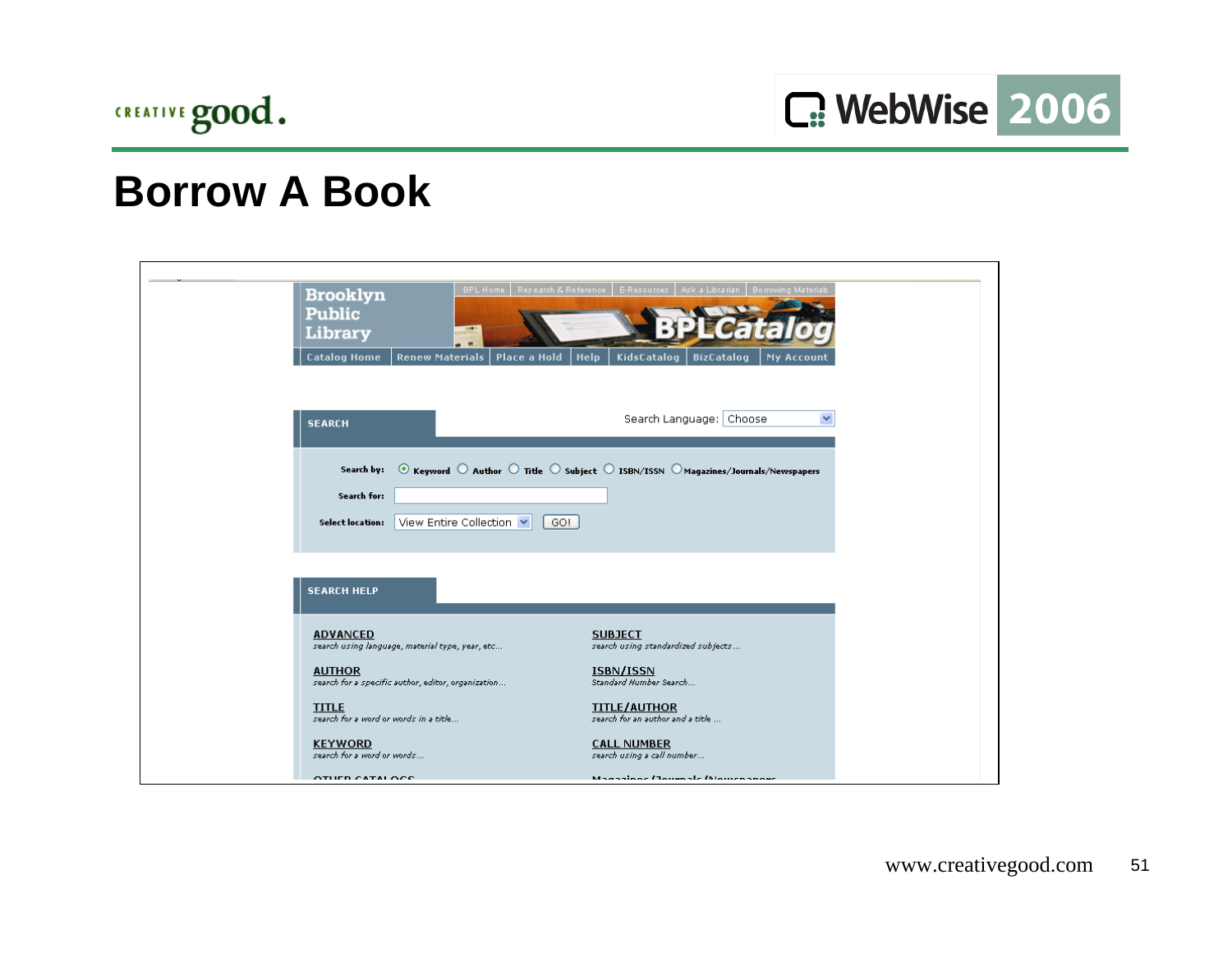# Borrow A Book

Brooklyn Public Library

BPL Home | Research & Reference | E-Resources | Ask a Librarian | Borrowing Materials

BPLCatalog

Catalog Home | Renew Materials | Place a Hold | Help | KidsCatalog | BizCatalog | My Account

**SEARCH**

Search Language: Choose

**Search by:** Keyword Author Title Subject ISBN/ISSN Magazines/Journals/Newspapers

**Search for:**

**Select location:** View Entire Collection GO!

**SEARCH HELP**

**ADVANCED**
search using language, material type, year, etc...

**SUBJECT**
search using standardized subjects...

**AUTHOR**
search for a specific author, editor, organization...

**ISBN/ISSN**
Standard Number Search...

**TITLE**
search for a word or words in a title...

**TITLE/AUTHOR**
search for an author and a title ...

**KEYWORD**
search for a word or words...

**CALL NUMBER**
search using a call number...

**OTHER CATALOGS**

**Magazines/Journals/Newspapers**

www.creativegood.com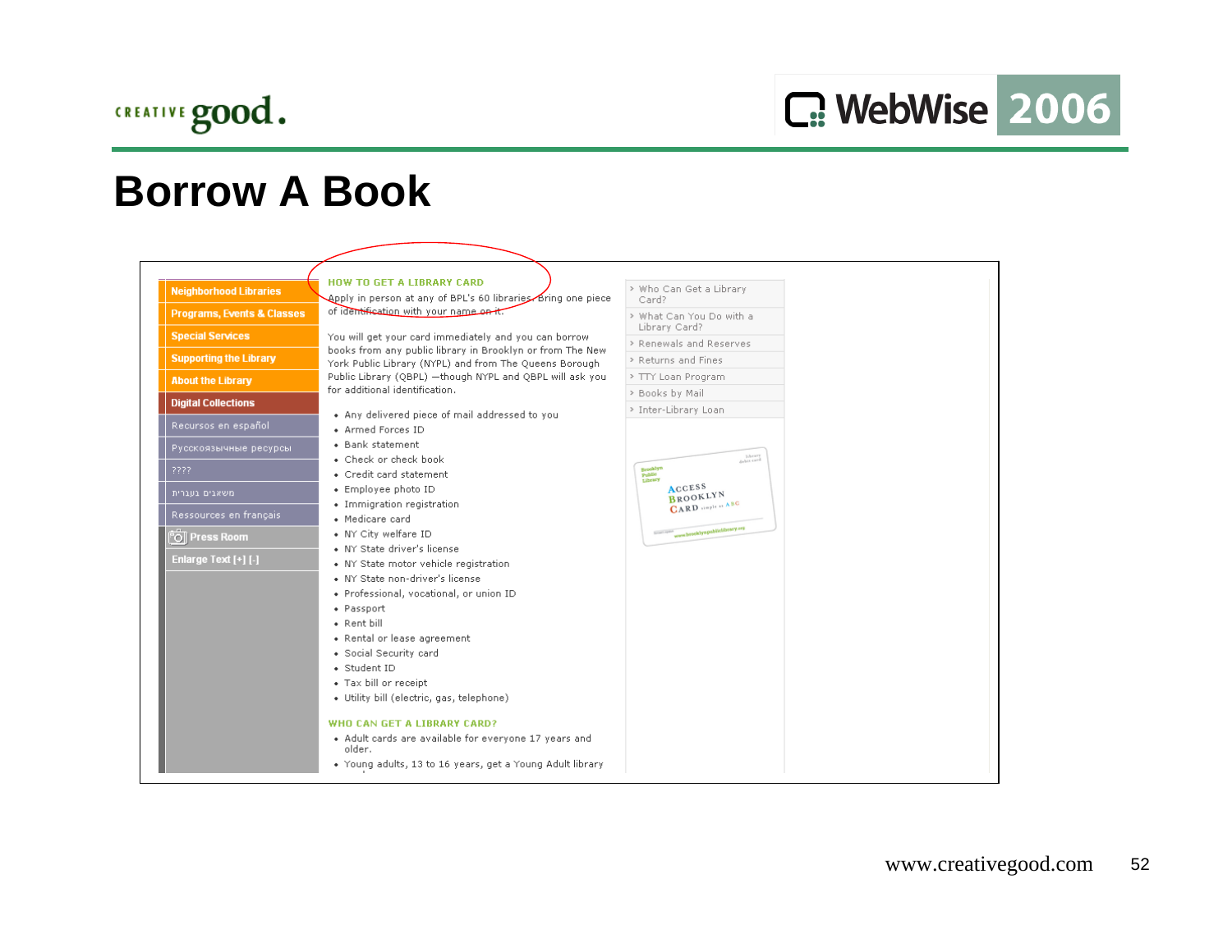# Borrow A Book

- Neighborhood Libraries
- Programs, Events & Classes
- Special Services
- Supporting the Library
- About the Library
- Digital Collections
- Recursos en español
- Русскоязычные ресурсы
- ????
- משאבים בעברית
- Ressources en français
- Press Room
- Enlarge Text [+] [-]

**HOW TO GET A LIBRARY CARD**

Apply in person at any of BPL's 60 libraries. Bring one piece of identification with your name on it.

You will get your card immediately and you can borrow books from any public library in Brooklyn or from The New York Public Library (NYPL) and from The Queens Borough Public Library (QBPL) —though NYPL and QBPL will ask you for additional identification.

- Any delivered piece of mail addressed to you
- Armed Forces ID
- Bank statement
- Check or check book
- Credit card statement
- Employee photo ID
- Immigration registration
- Medicare card
- NY City welfare ID
- NY State driver's license
- NY State motor vehicle registration
- NY State non-driver's license
- Professional, vocational, or union ID
- Passport
- Rent bill
- Rental or lease agreement
- Social Security card
- Student ID
- Tax bill or receipt
- Utility bill (electric, gas, telephone)

**WHO CAN GET A LIBRARY CARD?**

- Adult cards are available for everyone 17 years and older.
- Young adults, 13 to 16 years, get a Young Adult library

- Who Can Get a Library Card?
- What Can You Do with a Library Card?
- Renewals and Reserves
- Returns and Fines
- TTY Loan Program
- Books by Mail
- Inter-Library Loan

Brooklyn Public Library — ACCESS BROOKLYN CARD simple as ABC — www.brooklynpubliclibrary.org

www.creativegood.com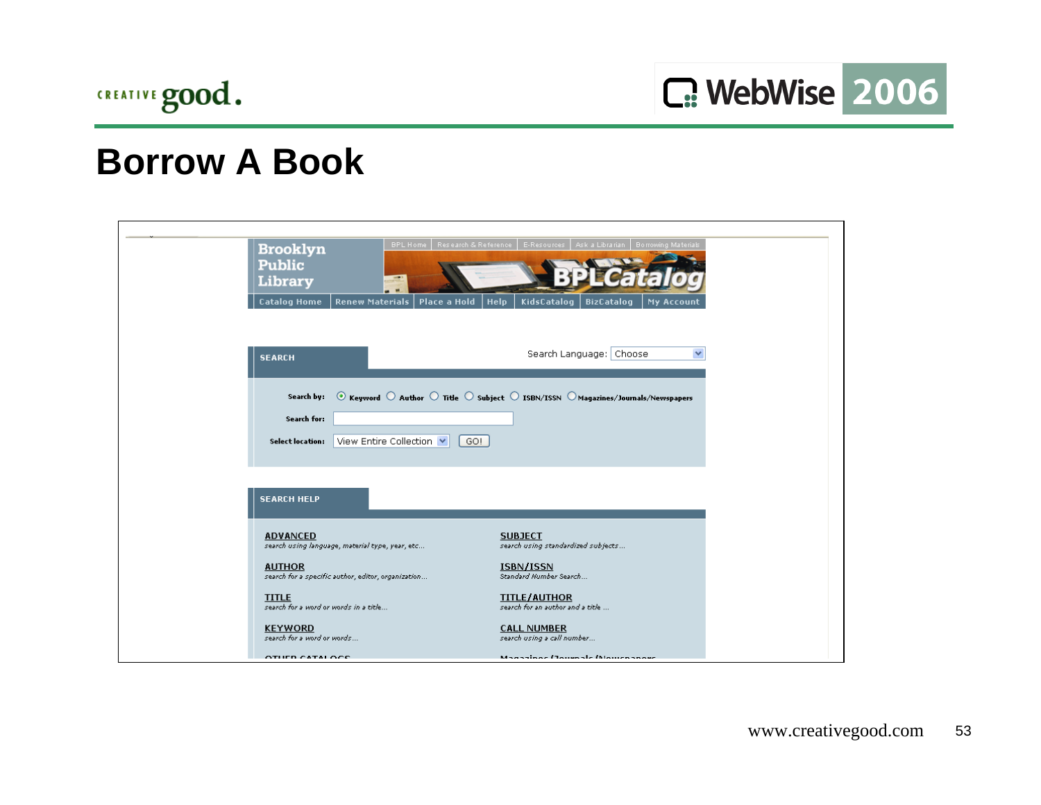# Borrow A Book

Brooklyn Public Library

BPL Home | Research & Reference | E-Resources | Ask a Librarian | Borrowing Materials

BPLCatalog

Catalog Home | Renew Materials | Place a Hold | Help | KidsCatalog | BizCatalog | My Account

**SEARCH**

Search Language: Choose

**Search by:** Keyword Author Title Subject ISBN/ISSN Magazines/Journals/Newspapers

**Search for:**

**Select location:** View Entire Collection GO!

**SEARCH HELP**

**ADVANCED**
*search using language, material type, year, etc...*

**SUBJECT**
*search using standardized subjects...*

**AUTHOR**
*search for a specific author, editor, organization...*

**ISBN/ISSN**
*Standard Number Search...*

**TITLE**
*search for a word or words in a title...*

**TITLE/AUTHOR**
*search for an author and a title ...*

**KEYWORD**
*search for a word or words...*

**CALL NUMBER**
*search using a call number...*

**OTHER CATALOGS**

**Magazines/Journals/Newspapers**